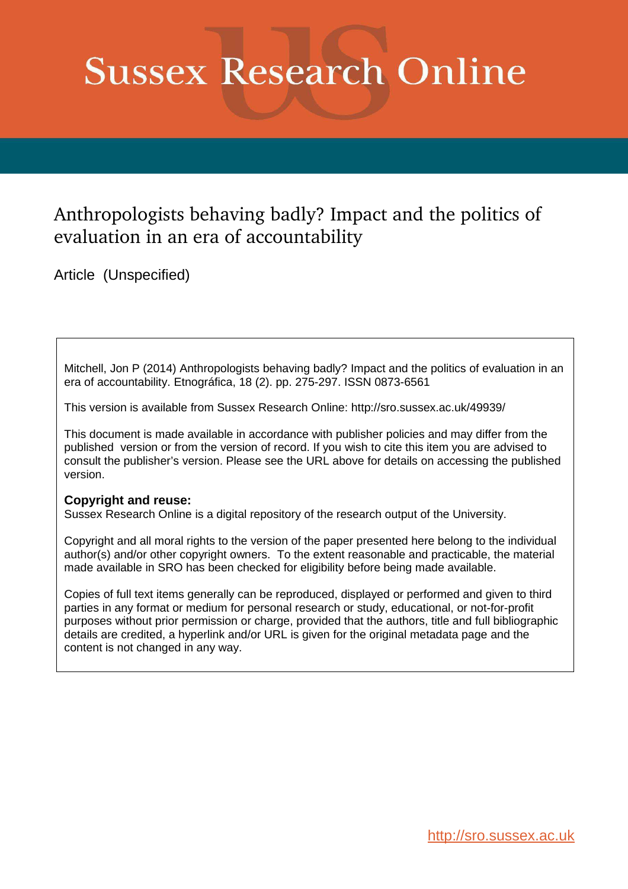# Sussex Research Online

## Anthropologists behaving badly? Impact and the politics of evaluation in an era of accountability

Article (Unspecified)

Mitchell, Jon P (2014) Anthropologists behaving badly? Impact and the politics of evaluation in an era of accountability. Etnográfica, 18 (2). pp. 275-297. ISSN 0873-6561

This version is available from Sussex Research Online: http://sro.sussex.ac.uk/49939/

This document is made available in accordance with publisher policies and may differ from the published version or from the version of record. If you wish to cite this item you are advised to consult the publisher's version. Please see the URL above for details on accessing the published version.

**Copyright and reuse:**
Sussex Research Online is a digital repository of the research output of the University.

Copyright and all moral rights to the version of the paper presented here belong to the individual author(s) and/or other copyright owners. To the extent reasonable and practicable, the material made available in SRO has been checked for eligibility before being made available.

Copies of full text items generally can be reproduced, displayed or performed and given to third parties in any format or medium for personal research or study, educational, or not-for-profit purposes without prior permission or charge, provided that the authors, title and full bibliographic details are credited, a hyperlink and/or URL is given for the original metadata page and the content is not changed in any way.

http://sro.sussex.ac.uk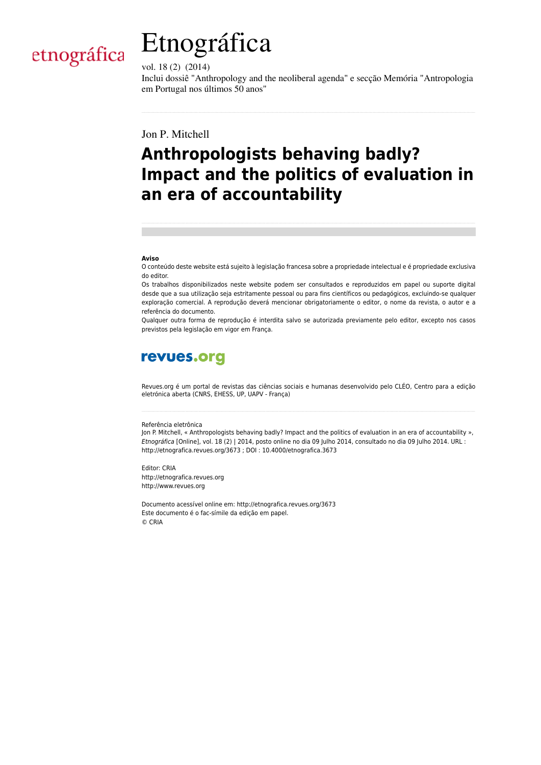# Etnográfica

vol. 18 (2) (2014)
Inclui dossiê "Anthropology and the neoliberal agenda" e secção Memória "Antropologia em Portugal nos últimos 50 anos"

Jon P. Mitchell

## Anthropologists behaving badly? Impact and the politics of evaluation in an era of accountability

**Aviso**
O conteúdo deste website está sujeito à legislação francesa sobre a propriedade intelectual e é propriedade exclusiva do editor.
Os trabalhos disponibilizados neste website podem ser consultados e reproduzidos em papel ou suporte digital desde que a sua utilização seja estritamente pessoal ou para fins científicos ou pedagógicos, excluindo-se qualquer exploração comercial. A reprodução deverá mencionar obrigatoriamente o editor, o nome da revista, o autor e a referência do documento.
Qualquer outra forma de reprodução é interdita salvo se autorizada previamente pelo editor, excepto nos casos previstos pela legislação em vigor em França.

revues.org

Revues.org é um portal de revistas das ciências sociais e humanas desenvolvido pelo CLÉO, Centro para a edição eletrónica aberta (CNRS, EHESS, UP, UAPV - França)

Referência eletrônica
Jon P. Mitchell, « Anthropologists behaving badly? Impact and the politics of evaluation in an era of accountability », *Etnográfica* [Online], vol. 18 (2) | 2014, posto online no dia 09 Julho 2014, consultado no dia 09 Julho 2014. URL : http://etnografica.revues.org/3673 ; DOI : 10.4000/etnografica.3673

Editor: CRIA
http://etnografica.revues.org
http://www.revues.org

Documento acessível online em: http://etnografica.revues.org/3673
Este documento é o fac-símile da edição em papel.
© CRIA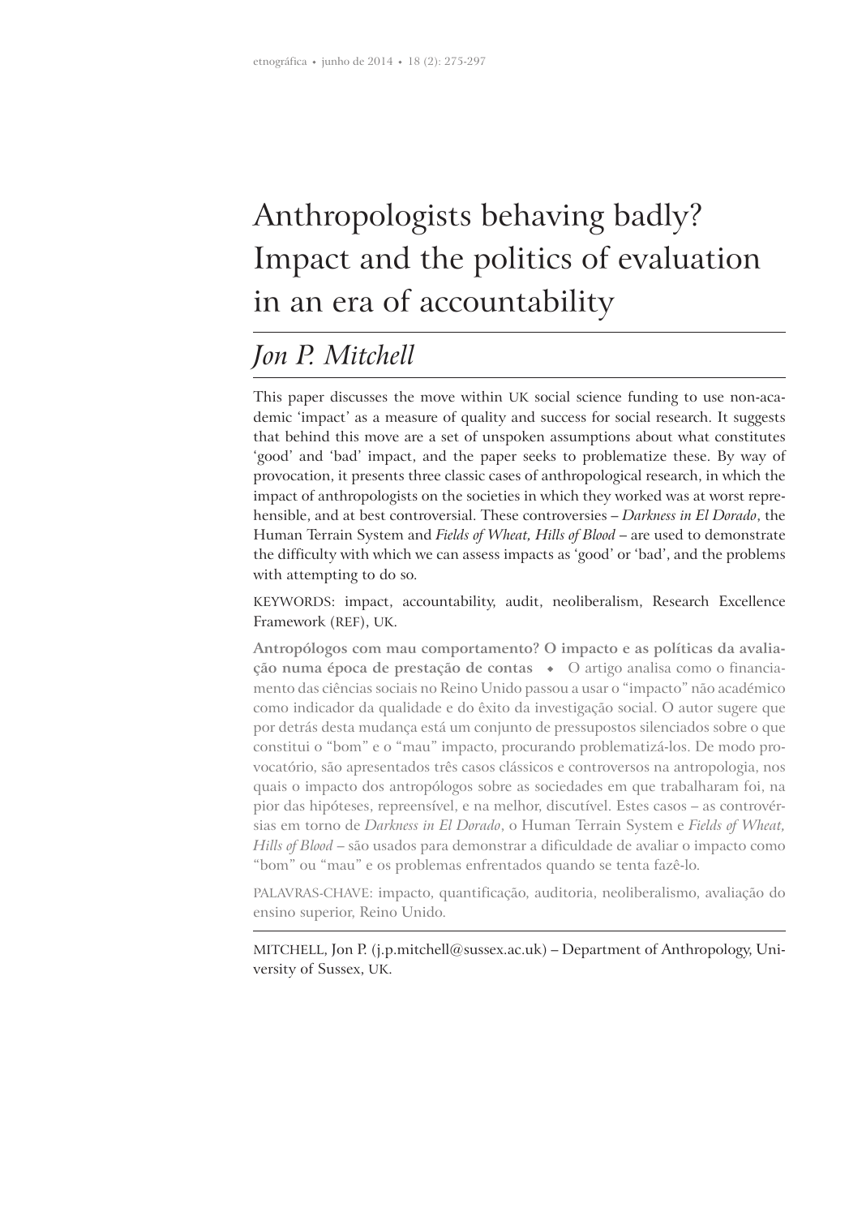# Anthropologists behaving badly? Impact and the politics of evaluation in an era of accountability

## *Jon P. Mitchell*

This paper discusses the move within UK social science funding to use non-academic 'impact' as a measure of quality and success for social research. It suggests that behind this move are a set of unspoken assumptions about what constitutes 'good' and 'bad' impact, and the paper seeks to problematize these. By way of provocation, it presents three classic cases of anthropological research, in which the impact of anthropologists on the societies in which they worked was at worst reprehensible, and at best controversial. These controversies – *Darkness in El Dorado*, the Human Terrain System and *Fields of Wheat, Hills of Blood* – are used to demonstrate the difficulty with which we can assess impacts as 'good' or 'bad', and the problems with attempting to do so.

KEYWORDS: impact, accountability, audit, neoliberalism, Research Excellence Framework (REF), UK.

**Antropólogos com mau comportamento? O impacto e as políticas da avaliação numa época de prestação de contas** ◆ O artigo analisa como o financiamento das ciências sociais no Reino Unido passou a usar o "impacto" não académico como indicador da qualidade e do êxito da investigação social. O autor sugere que por detrás desta mudança está um conjunto de pressupostos silenciados sobre o que constitui o "bom" e o "mau" impacto, procurando problematizá-los. De modo provocatório, são apresentados três casos clássicos e controversos na antropologia, nos quais o impacto dos antropólogos sobre as sociedades em que trabalharam foi, na pior das hipóteses, repreensível, e na melhor, discutível. Estes casos – as controvérsias em torno de *Darkness in El Dorado*, o Human Terrain System e *Fields of Wheat, Hills of Blood* – são usados para demonstrar a dificuldade de avaliar o impacto como "bom" ou "mau" e os problemas enfrentados quando se tenta fazê-lo.

PALAVRAS-CHAVE: impacto, quantificação, auditoria, neoliberalismo, avaliação do ensino superior, Reino Unido.

MITCHELL, Jon P. (j.p.mitchell@sussex.ac.uk) – Department of Anthropology, University of Sussex, UK.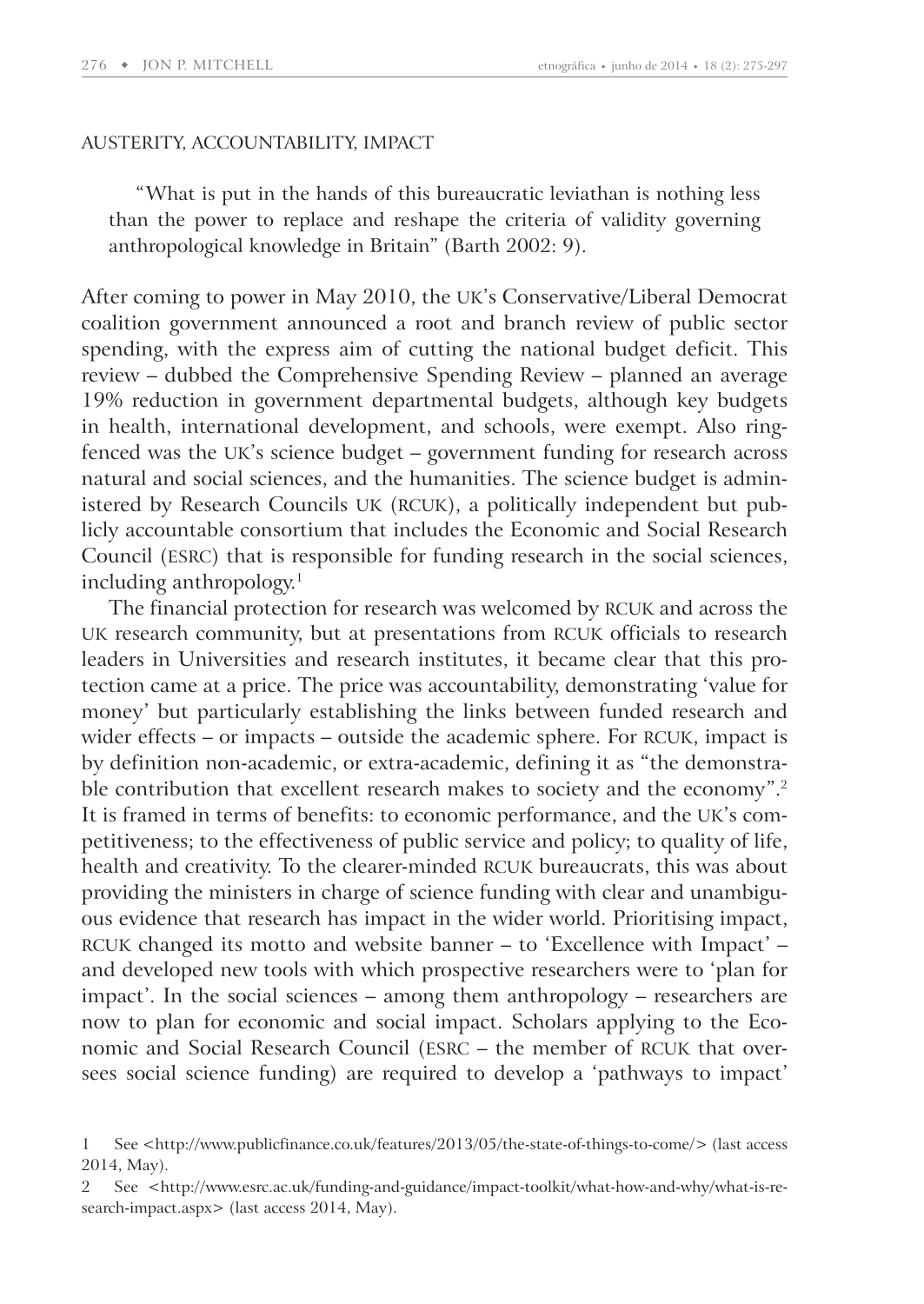## AUSTERITY, ACCOUNTABILITY, IMPACT

> "What is put in the hands of this bureaucratic leviathan is nothing less than the power to replace and reshape the criteria of validity governing anthropological knowledge in Britain" (Barth 2002: 9).

After coming to power in May 2010, the UK's Conservative/Liberal Democrat coalition government announced a root and branch review of public sector spending, with the express aim of cutting the national budget deficit. This review – dubbed the Comprehensive Spending Review – planned an average 19% reduction in government departmental budgets, although key budgets in health, international development, and schools, were exempt. Also ring-fenced was the UK's science budget – government funding for research across natural and social sciences, and the humanities. The science budget is administered by Research Councils UK (RCUK), a politically independent but publicly accountable consortium that includes the Economic and Social Research Council (ESRC) that is responsible for funding research in the social sciences, including anthropology.[1]

The financial protection for research was welcomed by RCUK and across the UK research community, but at presentations from RCUK officials to research leaders in Universities and research institutes, it became clear that this protection came at a price. The price was accountability, demonstrating 'value for money' but particularly establishing the links between funded research and wider effects – or impacts – outside the academic sphere. For RCUK, impact is by definition non-academic, or extra-academic, defining it as "the demonstrable contribution that excellent research makes to society and the economy".[2] It is framed in terms of benefits: to economic performance, and the UK's competitiveness; to the effectiveness of public service and policy; to quality of life, health and creativity. To the clearer-minded RCUK bureaucrats, this was about providing the ministers in charge of science funding with clear and unambiguous evidence that research has impact in the wider world. Prioritising impact, RCUK changed its motto and website banner – to 'Excellence with Impact' – and developed new tools with which prospective researchers were to 'plan for impact'. In the social sciences – among them anthropology – researchers are now to plan for economic and social impact. Scholars applying to the Economic and Social Research Council (ESRC – the member of RCUK that oversees social science funding) are required to develop a 'pathways to impact'

1 See <http://www.publicfinance.co.uk/features/2013/05/the-state-of-things-to-come/> (last access 2014, May).

2 See <http://www.esrc.ac.uk/funding-and-guidance/impact-toolkit/what-how-and-why/what-is-research-impact.aspx> (last access 2014, May).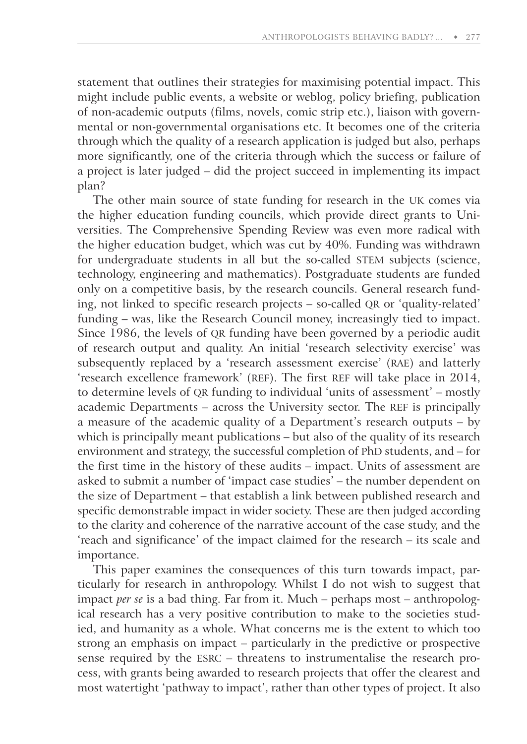statement that outlines their strategies for maximising potential impact. This might include public events, a website or weblog, policy briefing, publication of non-academic outputs (films, novels, comic strip etc.), liaison with governmental or non-governmental organisations etc. It becomes one of the criteria through which the quality of a research application is judged but also, perhaps more significantly, one of the criteria through which the success or failure of a project is later judged – did the project succeed in implementing its impact plan?

The other main source of state funding for research in the UK comes via the higher education funding councils, which provide direct grants to Universities. The Comprehensive Spending Review was even more radical with the higher education budget, which was cut by 40%. Funding was withdrawn for undergraduate students in all but the so-called STEM subjects (science, technology, engineering and mathematics). Postgraduate students are funded only on a competitive basis, by the research councils. General research funding, not linked to specific research projects – so-called QR or 'quality-related' funding – was, like the Research Council money, increasingly tied to impact. Since 1986, the levels of QR funding have been governed by a periodic audit of research output and quality. An initial 'research selectivity exercise' was subsequently replaced by a 'research assessment exercise' (RAE) and latterly 'research excellence framework' (REF). The first REF will take place in 2014, to determine levels of QR funding to individual 'units of assessment' – mostly academic Departments – across the University sector. The REF is principally a measure of the academic quality of a Department's research outputs – by which is principally meant publications – but also of the quality of its research environment and strategy, the successful completion of PhD students, and – for the first time in the history of these audits – impact. Units of assessment are asked to submit a number of 'impact case studies' – the number dependent on the size of Department – that establish a link between published research and specific demonstrable impact in wider society. These are then judged according to the clarity and coherence of the narrative account of the case study, and the 'reach and significance' of the impact claimed for the research – its scale and importance.

This paper examines the consequences of this turn towards impact, particularly for research in anthropology. Whilst I do not wish to suggest that impact *per se* is a bad thing. Far from it. Much – perhaps most – anthropological research has a very positive contribution to make to the societies studied, and humanity as a whole. What concerns me is the extent to which too strong an emphasis on impact – particularly in the predictive or prospective sense required by the ESRC – threatens to instrumentalise the research process, with grants being awarded to research projects that offer the clearest and most watertight 'pathway to impact', rather than other types of project. It also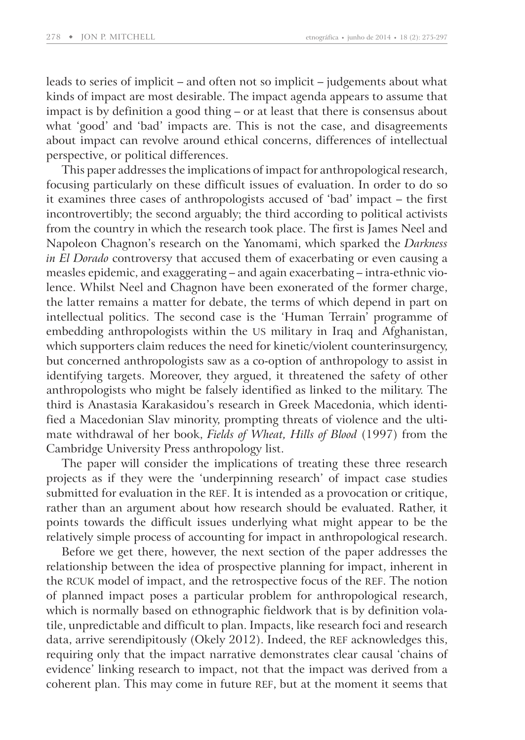leads to series of implicit – and often not so implicit – judgements about what kinds of impact are most desirable. The impact agenda appears to assume that impact is by definition a good thing – or at least that there is consensus about what 'good' and 'bad' impacts are. This is not the case, and disagreements about impact can revolve around ethical concerns, differences of intellectual perspective, or political differences.

This paper addresses the implications of impact for anthropological research, focusing particularly on these difficult issues of evaluation. In order to do so it examines three cases of anthropologists accused of 'bad' impact – the first incontrovertibly; the second arguably; the third according to political activists from the country in which the research took place. The first is James Neel and Napoleon Chagnon's research on the Yanomami, which sparked the *Darkness in El Dorado* controversy that accused them of exacerbating or even causing a measles epidemic, and exaggerating – and again exacerbating – intra-ethnic violence. Whilst Neel and Chagnon have been exonerated of the former charge, the latter remains a matter for debate, the terms of which depend in part on intellectual politics. The second case is the 'Human Terrain' programme of embedding anthropologists within the US military in Iraq and Afghanistan, which supporters claim reduces the need for kinetic/violent counterinsurgency, but concerned anthropologists saw as a co-option of anthropology to assist in identifying targets. Moreover, they argued, it threatened the safety of other anthropologists who might be falsely identified as linked to the military. The third is Anastasia Karakasidou's research in Greek Macedonia, which identified a Macedonian Slav minority, prompting threats of violence and the ultimate withdrawal of her book, *Fields of Wheat, Hills of Blood* (1997) from the Cambridge University Press anthropology list.

The paper will consider the implications of treating these three research projects as if they were the 'underpinning research' of impact case studies submitted for evaluation in the REF. It is intended as a provocation or critique, rather than an argument about how research should be evaluated. Rather, it points towards the difficult issues underlying what might appear to be the relatively simple process of accounting for impact in anthropological research.

Before we get there, however, the next section of the paper addresses the relationship between the idea of prospective planning for impact, inherent in the RCUK model of impact, and the retrospective focus of the REF. The notion of planned impact poses a particular problem for anthropological research, which is normally based on ethnographic fieldwork that is by definition volatile, unpredictable and difficult to plan. Impacts, like research foci and research data, arrive serendipitously (Okely 2012). Indeed, the REF acknowledges this, requiring only that the impact narrative demonstrates clear causal 'chains of evidence' linking research to impact, not that the impact was derived from a coherent plan. This may come in future REF, but at the moment it seems that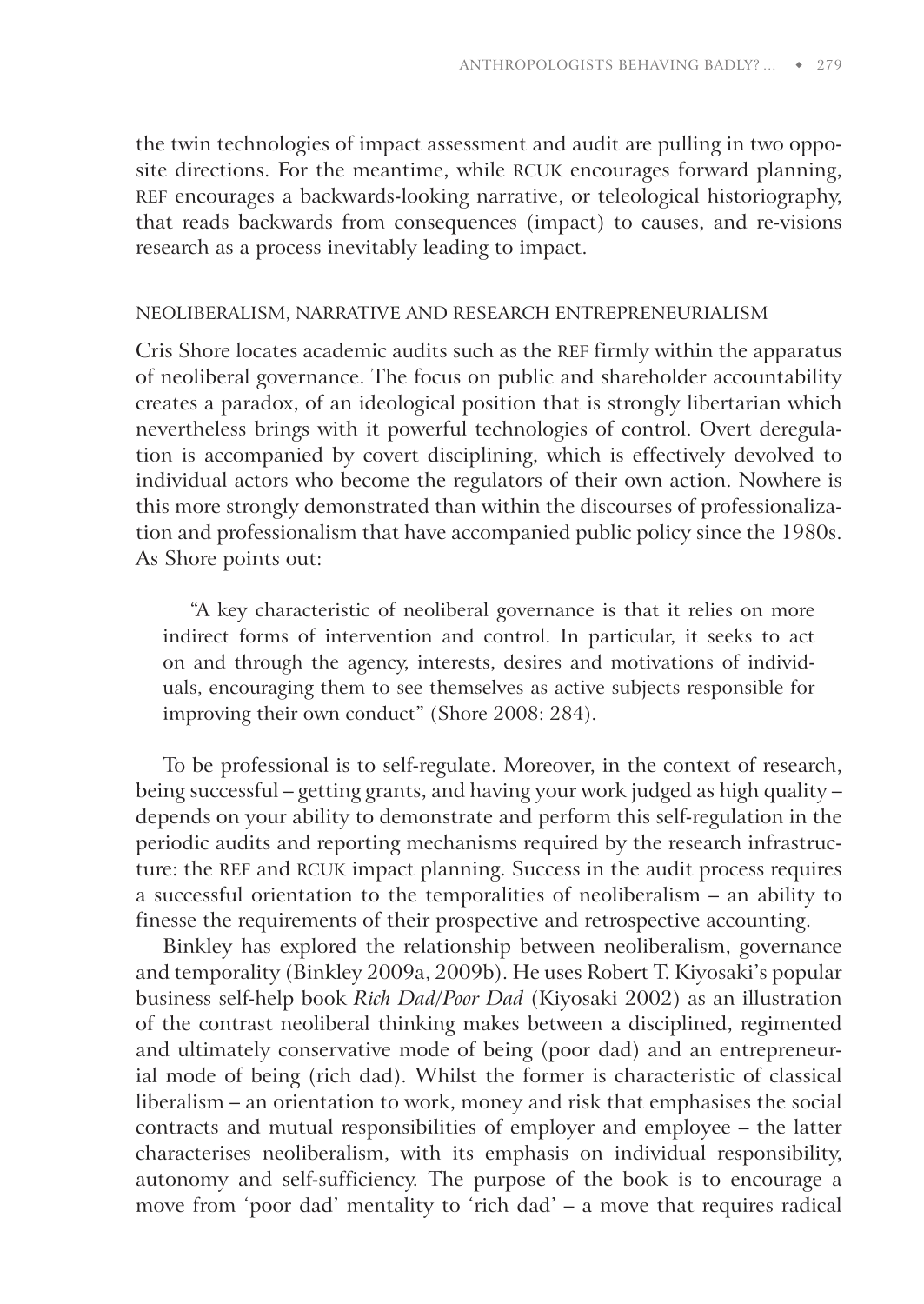the twin technologies of impact assessment and audit are pulling in two opposite directions. For the meantime, while RCUK encourages forward planning, REF encourages a backwards-looking narrative, or teleological historiography, that reads backwards from consequences (impact) to causes, and re-visions research as a process inevitably leading to impact.

## NEOLIBERALISM, NARRATIVE AND RESEARCH ENTREPRENEURIALISM

Cris Shore locates academic audits such as the REF firmly within the apparatus of neoliberal governance. The focus on public and shareholder accountability creates a paradox, of an ideological position that is strongly libertarian which nevertheless brings with it powerful technologies of control. Overt deregulation is accompanied by covert disciplining, which is effectively devolved to individual actors who become the regulators of their own action. Nowhere is this more strongly demonstrated than within the discourses of professionalization and professionalism that have accompanied public policy since the 1980s. As Shore points out:

> "A key characteristic of neoliberal governance is that it relies on more indirect forms of intervention and control. In particular, it seeks to act on and through the agency, interests, desires and motivations of individuals, encouraging them to see themselves as active subjects responsible for improving their own conduct" (Shore 2008: 284).

To be professional is to self-regulate. Moreover, in the context of research, being successful – getting grants, and having your work judged as high quality – depends on your ability to demonstrate and perform this self-regulation in the periodic audits and reporting mechanisms required by the research infrastructure: the REF and RCUK impact planning. Success in the audit process requires a successful orientation to the temporalities of neoliberalism – an ability to finesse the requirements of their prospective and retrospective accounting.

Binkley has explored the relationship between neoliberalism, governance and temporality (Binkley 2009a, 2009b). He uses Robert T. Kiyosaki's popular business self-help book *Rich Dad/Poor Dad* (Kiyosaki 2002) as an illustration of the contrast neoliberal thinking makes between a disciplined, regimented and ultimately conservative mode of being (poor dad) and an entrepreneurial mode of being (rich dad). Whilst the former is characteristic of classical liberalism – an orientation to work, money and risk that emphasises the social contracts and mutual responsibilities of employer and employee – the latter characterises neoliberalism, with its emphasis on individual responsibility, autonomy and self-sufficiency. The purpose of the book is to encourage a move from 'poor dad' mentality to 'rich dad' – a move that requires radical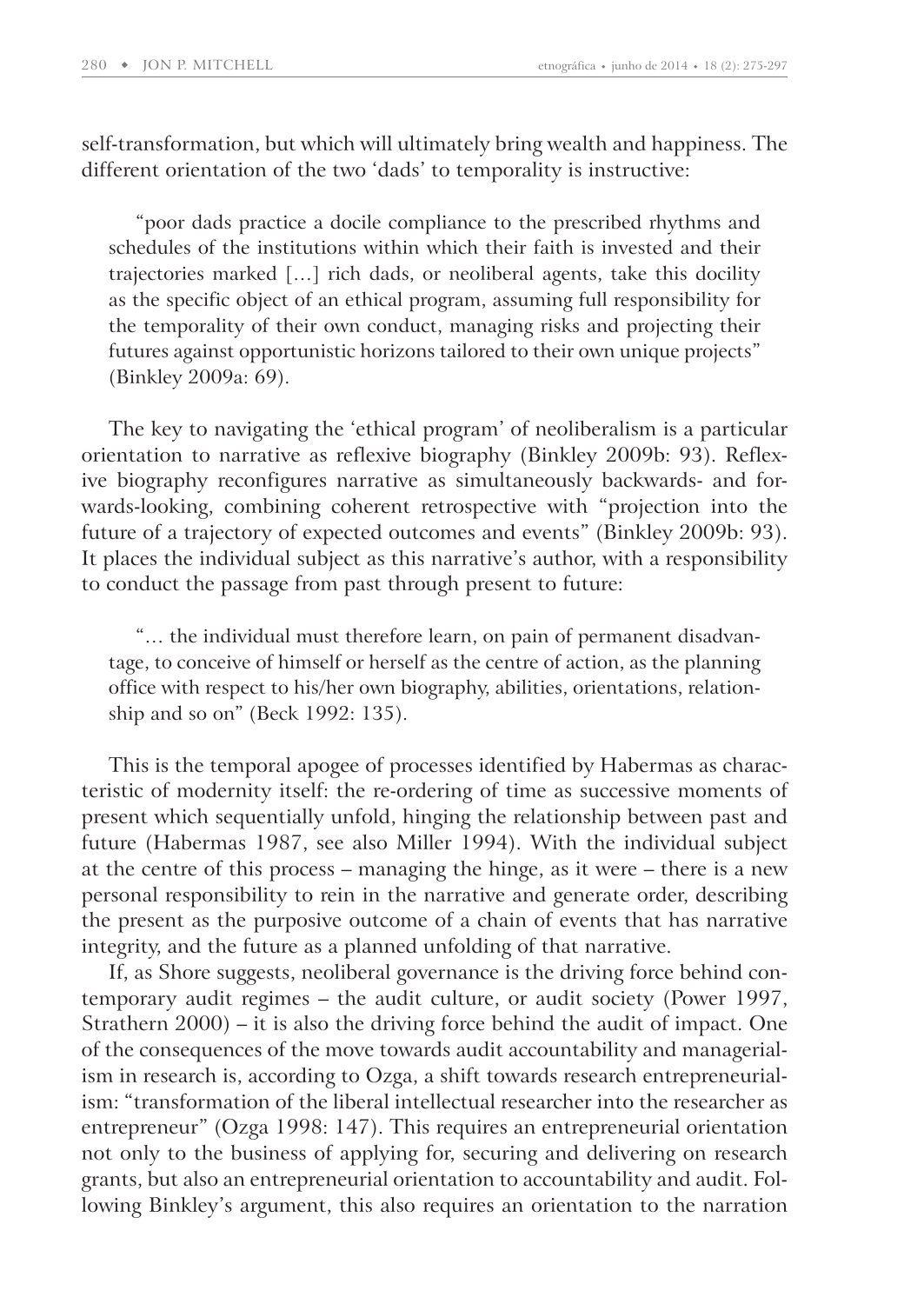self-transformation, but which will ultimately bring wealth and happiness. The different orientation of the two 'dads' to temporality is instructive:

> "poor dads practice a docile compliance to the prescribed rhythms and schedules of the institutions within which their faith is invested and their trajectories marked […] rich dads, or neoliberal agents, take this docility as the specific object of an ethical program, assuming full responsibility for the temporality of their own conduct, managing risks and projecting their futures against opportunistic horizons tailored to their own unique projects" (Binkley 2009a: 69).

The key to navigating the 'ethical program' of neoliberalism is a particular orientation to narrative as reflexive biography (Binkley 2009b: 93). Reflexive biography reconfigures narrative as simultaneously backwards- and forwards-looking, combining coherent retrospective with "projection into the future of a trajectory of expected outcomes and events" (Binkley 2009b: 93). It places the individual subject as this narrative's author, with a responsibility to conduct the passage from past through present to future:

> "… the individual must therefore learn, on pain of permanent disadvantage, to conceive of himself or herself as the centre of action, as the planning office with respect to his/her own biography, abilities, orientations, relationship and so on" (Beck 1992: 135).

This is the temporal apogee of processes identified by Habermas as characteristic of modernity itself: the re-ordering of time as successive moments of present which sequentially unfold, hinging the relationship between past and future (Habermas 1987, see also Miller 1994). With the individual subject at the centre of this process – managing the hinge, as it were – there is a new personal responsibility to rein in the narrative and generate order, describing the present as the purposive outcome of a chain of events that has narrative integrity, and the future as a planned unfolding of that narrative.

If, as Shore suggests, neoliberal governance is the driving force behind contemporary audit regimes – the audit culture, or audit society (Power 1997, Strathern 2000) – it is also the driving force behind the audit of impact. One of the consequences of the move towards audit accountability and managerialism in research is, according to Ozga, a shift towards research entrepreneurialism: "transformation of the liberal intellectual researcher into the researcher as entrepreneur" (Ozga 1998: 147). This requires an entrepreneurial orientation not only to the business of applying for, securing and delivering on research grants, but also an entrepreneurial orientation to accountability and audit. Following Binkley's argument, this also requires an orientation to the narration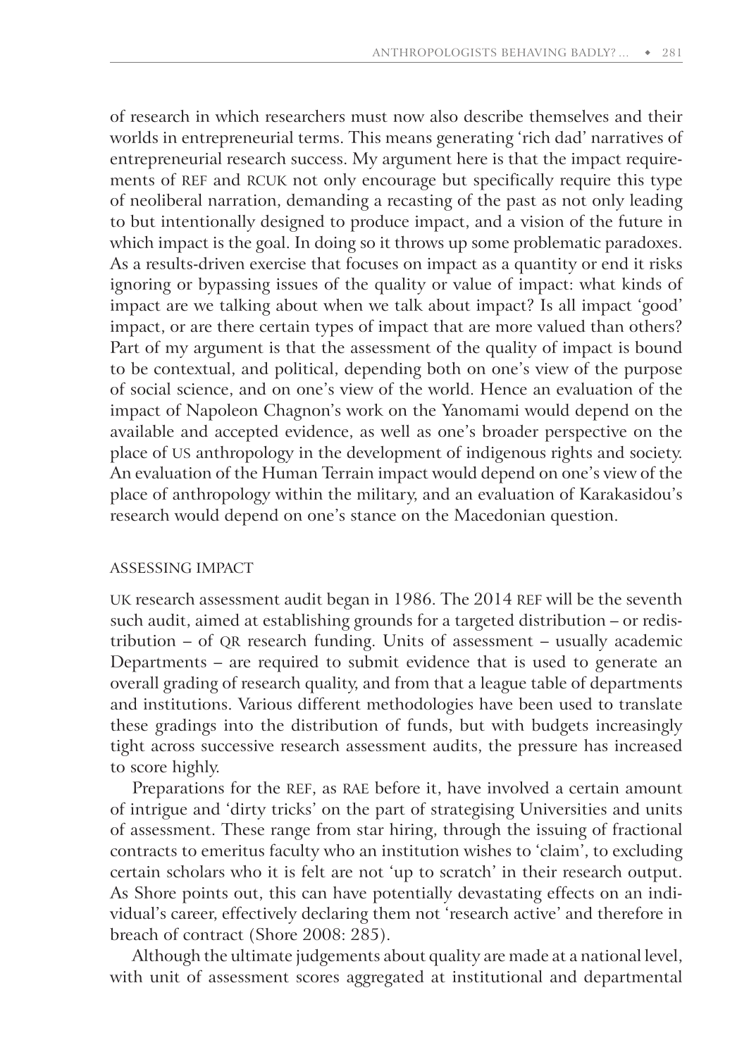of research in which researchers must now also describe themselves and their worlds in entrepreneurial terms. This means generating 'rich dad' narratives of entrepreneurial research success. My argument here is that the impact requirements of REF and RCUK not only encourage but specifically require this type of neoliberal narration, demanding a recasting of the past as not only leading to but intentionally designed to produce impact, and a vision of the future in which impact is the goal. In doing so it throws up some problematic paradoxes. As a results-driven exercise that focuses on impact as a quantity or end it risks ignoring or bypassing issues of the quality or value of impact: what kinds of impact are we talking about when we talk about impact? Is all impact 'good' impact, or are there certain types of impact that are more valued than others? Part of my argument is that the assessment of the quality of impact is bound to be contextual, and political, depending both on one's view of the purpose of social science, and on one's view of the world. Hence an evaluation of the impact of Napoleon Chagnon's work on the Yanomami would depend on the available and accepted evidence, as well as one's broader perspective on the place of US anthropology in the development of indigenous rights and society. An evaluation of the Human Terrain impact would depend on one's view of the place of anthropology within the military, and an evaluation of Karakasidou's research would depend on one's stance on the Macedonian question.

## ASSESSING IMPACT

UK research assessment audit began in 1986. The 2014 REF will be the seventh such audit, aimed at establishing grounds for a targeted distribution – or redistribution – of QR research funding. Units of assessment – usually academic Departments – are required to submit evidence that is used to generate an overall grading of research quality, and from that a league table of departments and institutions. Various different methodologies have been used to translate these gradings into the distribution of funds, but with budgets increasingly tight across successive research assessment audits, the pressure has increased to score highly.

Preparations for the REF, as RAE before it, have involved a certain amount of intrigue and 'dirty tricks' on the part of strategising Universities and units of assessment. These range from star hiring, through the issuing of fractional contracts to emeritus faculty who an institution wishes to 'claim', to excluding certain scholars who it is felt are not 'up to scratch' in their research output. As Shore points out, this can have potentially devastating effects on an individual's career, effectively declaring them not 'research active' and therefore in breach of contract (Shore 2008: 285).

Although the ultimate judgements about quality are made at a national level, with unit of assessment scores aggregated at institutional and departmental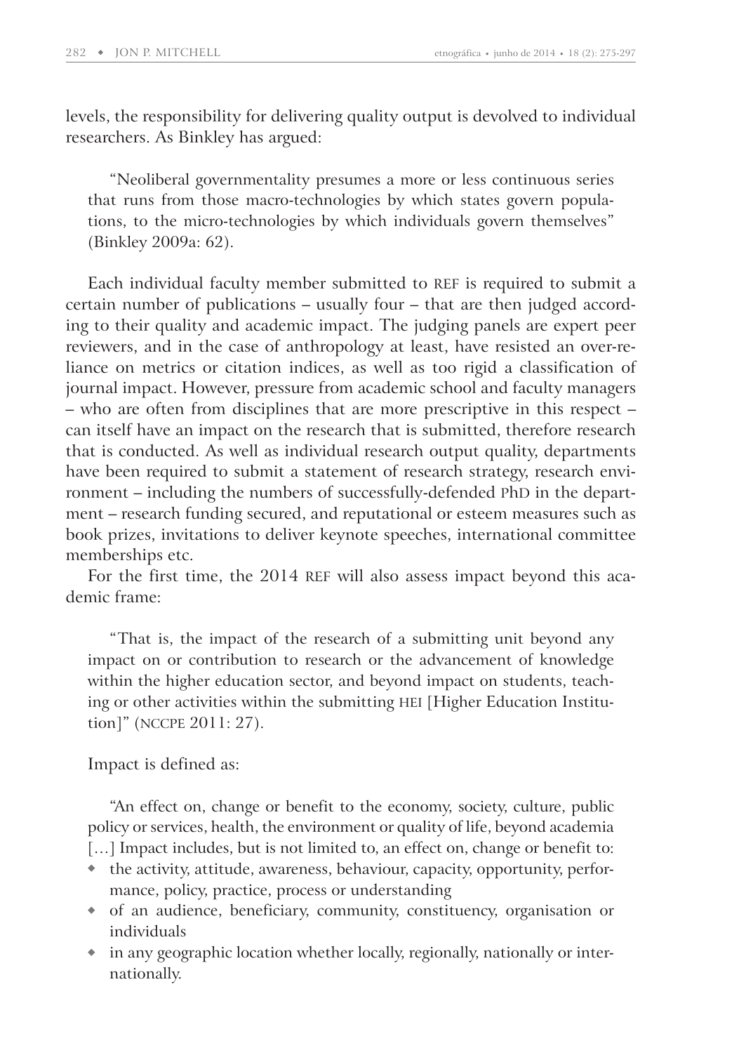levels, the responsibility for delivering quality output is devolved to individual researchers. As Binkley has argued:

> "Neoliberal governmentality presumes a more or less continuous series that runs from those macro-technologies by which states govern populations, to the micro-technologies by which individuals govern themselves" (Binkley 2009a: 62).

Each individual faculty member submitted to REF is required to submit a certain number of publications – usually four – that are then judged according to their quality and academic impact. The judging panels are expert peer reviewers, and in the case of anthropology at least, have resisted an over-reliance on metrics or citation indices, as well as too rigid a classification of journal impact. However, pressure from academic school and faculty managers – who are often from disciplines that are more prescriptive in this respect – can itself have an impact on the research that is submitted, therefore research that is conducted. As well as individual research output quality, departments have been required to submit a statement of research strategy, research environment – including the numbers of successfully-defended PhD in the department – research funding secured, and reputational or esteem measures such as book prizes, invitations to deliver keynote speeches, international committee memberships etc.

For the first time, the 2014 REF will also assess impact beyond this academic frame:

> "That is, the impact of the research of a submitting unit beyond any impact on or contribution to research or the advancement of knowledge within the higher education sector, and beyond impact on students, teaching or other activities within the submitting HEI [Higher Education Institution]" (NCCPE 2011: 27).

Impact is defined as:

> "An effect on, change or benefit to the economy, society, culture, public policy or services, health, the environment or quality of life, beyond academia […] Impact includes, but is not limited to, an effect on, change or benefit to:
> - the activity, attitude, awareness, behaviour, capacity, opportunity, performance, policy, practice, process or understanding
> - of an audience, beneficiary, community, constituency, organisation or individuals
> - in any geographic location whether locally, regionally, nationally or internationally.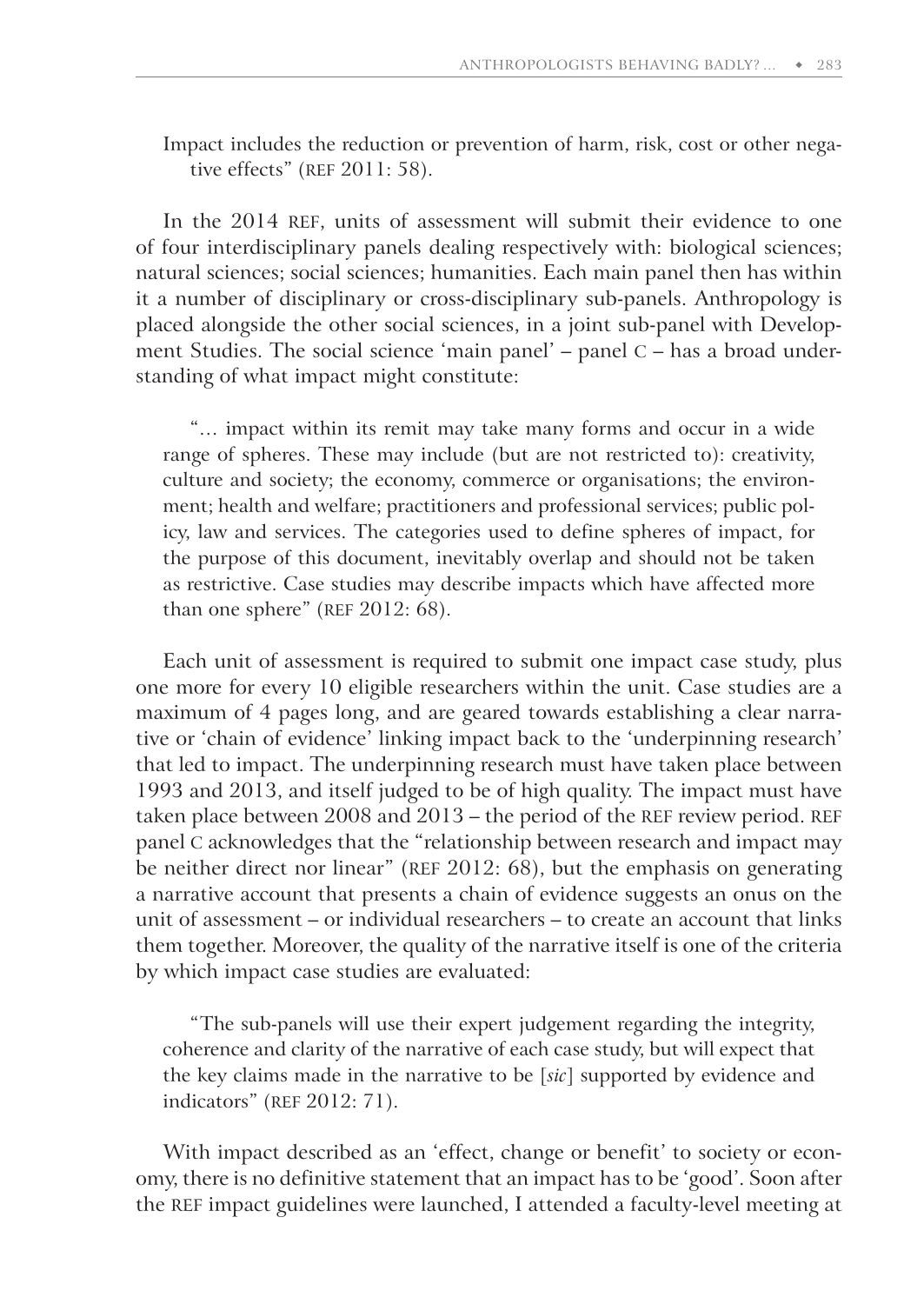Impact includes the reduction or prevention of harm, risk, cost or other negative effects" (REF 2011: 58).

In the 2014 REF, units of assessment will submit their evidence to one of four interdisciplinary panels dealing respectively with: biological sciences; natural sciences; social sciences; humanities. Each main panel then has within it a number of disciplinary or cross-disciplinary sub-panels. Anthropology is placed alongside the other social sciences, in a joint sub-panel with Development Studies. The social science 'main panel' – panel C – has a broad understanding of what impact might constitute:

> "… impact within its remit may take many forms and occur in a wide range of spheres. These may include (but are not restricted to): creativity, culture and society; the economy, commerce or organisations; the environment; health and welfare; practitioners and professional services; public policy, law and services. The categories used to define spheres of impact, for the purpose of this document, inevitably overlap and should not be taken as restrictive. Case studies may describe impacts which have affected more than one sphere" (REF 2012: 68).

Each unit of assessment is required to submit one impact case study, plus one more for every 10 eligible researchers within the unit. Case studies are a maximum of 4 pages long, and are geared towards establishing a clear narrative or 'chain of evidence' linking impact back to the 'underpinning research' that led to impact. The underpinning research must have taken place between 1993 and 2013, and itself judged to be of high quality. The impact must have taken place between 2008 and 2013 – the period of the REF review period. REF panel C acknowledges that the "relationship between research and impact may be neither direct nor linear" (REF 2012: 68), but the emphasis on generating a narrative account that presents a chain of evidence suggests an onus on the unit of assessment – or individual researchers – to create an account that links them together. Moreover, the quality of the narrative itself is one of the criteria by which impact case studies are evaluated:

> "The sub-panels will use their expert judgement regarding the integrity, coherence and clarity of the narrative of each case study, but will expect that the key claims made in the narrative to be [*sic*] supported by evidence and indicators" (REF 2012: 71).

With impact described as an 'effect, change or benefit' to society or economy, there is no definitive statement that an impact has to be 'good'. Soon after the REF impact guidelines were launched, I attended a faculty-level meeting at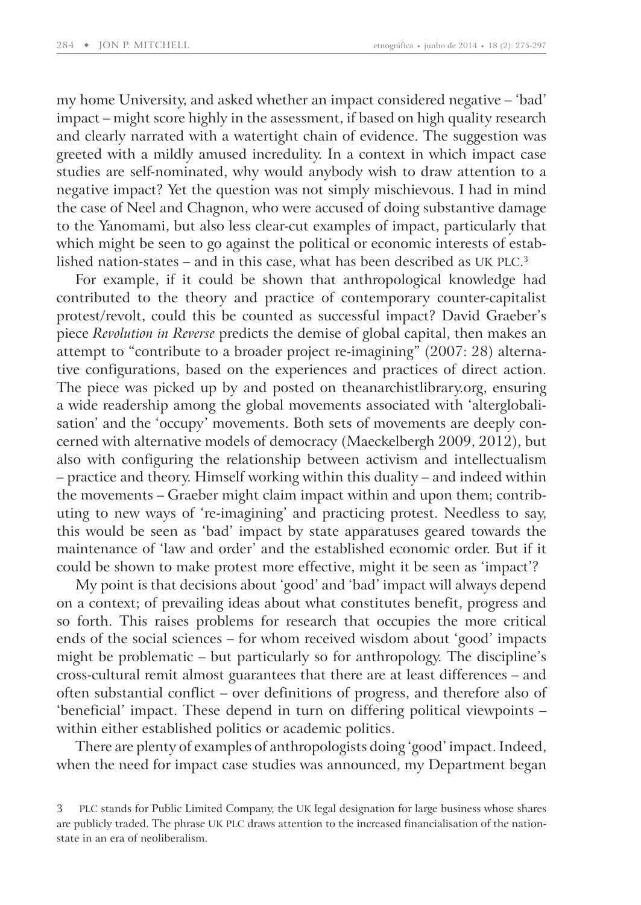my home University, and asked whether an impact considered negative – 'bad' impact – might score highly in the assessment, if based on high quality research and clearly narrated with a watertight chain of evidence. The suggestion was greeted with a mildly amused incredulity. In a context in which impact case studies are self-nominated, why would anybody wish to draw attention to a negative impact? Yet the question was not simply mischievous. I had in mind the case of Neel and Chagnon, who were accused of doing substantive damage to the Yanomami, but also less clear-cut examples of impact, particularly that which might be seen to go against the political or economic interests of established nation-states – and in this case, what has been described as UK PLC.[3]

For example, if it could be shown that anthropological knowledge had contributed to the theory and practice of contemporary counter-capitalist protest/revolt, could this be counted as successful impact? David Graeber's piece *Revolution in Reverse* predicts the demise of global capital, then makes an attempt to "contribute to a broader project re-imagining" (2007: 28) alternative configurations, based on the experiences and practices of direct action. The piece was picked up by and posted on theanarchistlibrary.org, ensuring a wide readership among the global movements associated with 'alterglobalisation' and the 'occupy' movements. Both sets of movements are deeply concerned with alternative models of democracy (Maeckelbergh 2009, 2012), but also with configuring the relationship between activism and intellectualism – practice and theory. Himself working within this duality – and indeed within the movements – Graeber might claim impact within and upon them; contributing to new ways of 're-imagining' and practicing protest. Needless to say, this would be seen as 'bad' impact by state apparatuses geared towards the maintenance of 'law and order' and the established economic order. But if it could be shown to make protest more effective, might it be seen as 'impact'?

My point is that decisions about 'good' and 'bad' impact will always depend on a context; of prevailing ideas about what constitutes benefit, progress and so forth. This raises problems for research that occupies the more critical ends of the social sciences – for whom received wisdom about 'good' impacts might be problematic – but particularly so for anthropology. The discipline's cross-cultural remit almost guarantees that there are at least differences – and often substantial conflict – over definitions of progress, and therefore also of 'beneficial' impact. These depend in turn on differing political viewpoints – within either established politics or academic politics.

There are plenty of examples of anthropologists doing 'good' impact. Indeed, when the need for impact case studies was announced, my Department began

3 PLC stands for Public Limited Company, the UK legal designation for large business whose shares are publicly traded. The phrase UK PLC draws attention to the increased financialisation of the nation-state in an era of neoliberalism.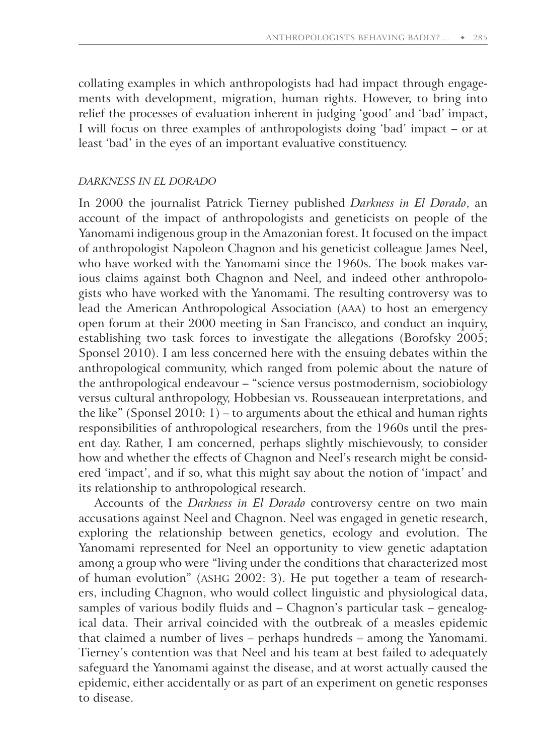collating examples in which anthropologists had had impact through engagements with development, migration, human rights. However, to bring into relief the processes of evaluation inherent in judging 'good' and 'bad' impact, I will focus on three examples of anthropologists doing 'bad' impact – or at least 'bad' in the eyes of an important evaluative constituency.

### *DARKNESS IN EL DORADO*

In 2000 the journalist Patrick Tierney published *Darkness in El Dorado*, an account of the impact of anthropologists and geneticists on people of the Yanomami indigenous group in the Amazonian forest. It focused on the impact of anthropologist Napoleon Chagnon and his geneticist colleague James Neel, who have worked with the Yanomami since the 1960s. The book makes various claims against both Chagnon and Neel, and indeed other anthropologists who have worked with the Yanomami. The resulting controversy was to lead the American Anthropological Association (AAA) to host an emergency open forum at their 2000 meeting in San Francisco, and conduct an inquiry, establishing two task forces to investigate the allegations (Borofsky 2005; Sponsel 2010). I am less concerned here with the ensuing debates within the anthropological community, which ranged from polemic about the nature of the anthropological endeavour – "science versus postmodernism, sociobiology versus cultural anthropology, Hobbesian vs. Rousseauean interpretations, and the like" (Sponsel 2010: 1) – to arguments about the ethical and human rights responsibilities of anthropological researchers, from the 1960s until the present day. Rather, I am concerned, perhaps slightly mischievously, to consider how and whether the effects of Chagnon and Neel's research might be considered 'impact', and if so, what this might say about the notion of 'impact' and its relationship to anthropological research.

Accounts of the *Darkness in El Dorado* controversy centre on two main accusations against Neel and Chagnon. Neel was engaged in genetic research, exploring the relationship between genetics, ecology and evolution. The Yanomami represented for Neel an opportunity to view genetic adaptation among a group who were "living under the conditions that characterized most of human evolution" (ASHG 2002: 3). He put together a team of researchers, including Chagnon, who would collect linguistic and physiological data, samples of various bodily fluids and – Chagnon's particular task – genealogical data. Their arrival coincided with the outbreak of a measles epidemic that claimed a number of lives – perhaps hundreds – among the Yanomami. Tierney's contention was that Neel and his team at best failed to adequately safeguard the Yanomami against the disease, and at worst actually caused the epidemic, either accidentally or as part of an experiment on genetic responses to disease.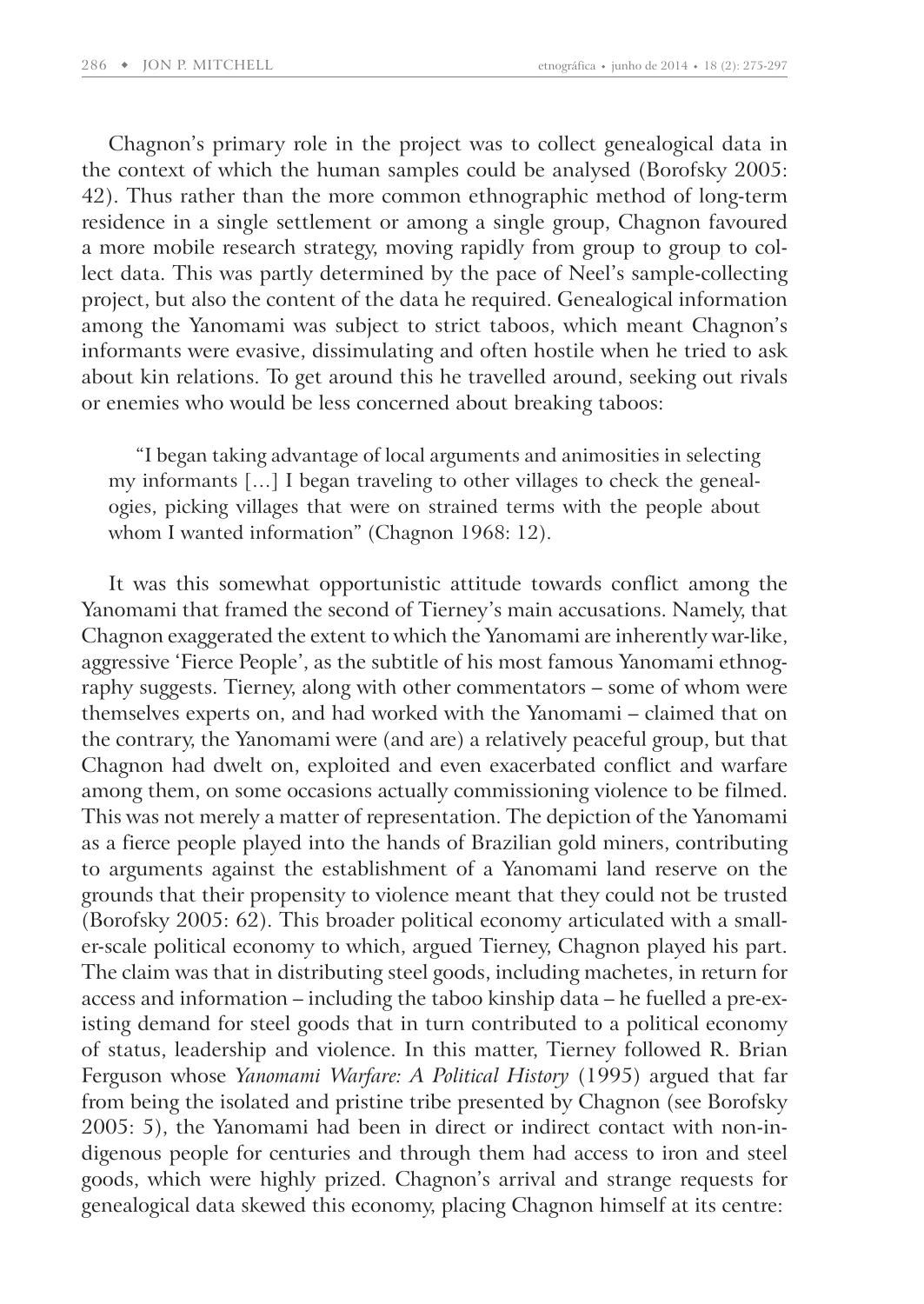Chagnon's primary role in the project was to collect genealogical data in the context of which the human samples could be analysed (Borofsky 2005: 42). Thus rather than the more common ethnographic method of long-term residence in a single settlement or among a single group, Chagnon favoured a more mobile research strategy, moving rapidly from group to group to collect data. This was partly determined by the pace of Neel's sample-collecting project, but also the content of the data he required. Genealogical information among the Yanomami was subject to strict taboos, which meant Chagnon's informants were evasive, dissimulating and often hostile when he tried to ask about kin relations. To get around this he travelled around, seeking out rivals or enemies who would be less concerned about breaking taboos:

> "I began taking advantage of local arguments and animosities in selecting my informants […] I began traveling to other villages to check the genealogies, picking villages that were on strained terms with the people about whom I wanted information" (Chagnon 1968: 12).

It was this somewhat opportunistic attitude towards conflict among the Yanomami that framed the second of Tierney's main accusations. Namely, that Chagnon exaggerated the extent to which the Yanomami are inherently war-like, aggressive 'Fierce People', as the subtitle of his most famous Yanomami ethnography suggests. Tierney, along with other commentators – some of whom were themselves experts on, and had worked with the Yanomami – claimed that on the contrary, the Yanomami were (and are) a relatively peaceful group, but that Chagnon had dwelt on, exploited and even exacerbated conflict and warfare among them, on some occasions actually commissioning violence to be filmed. This was not merely a matter of representation. The depiction of the Yanomami as a fierce people played into the hands of Brazilian gold miners, contributing to arguments against the establishment of a Yanomami land reserve on the grounds that their propensity to violence meant that they could not be trusted (Borofsky 2005: 62). This broader political economy articulated with a smaller-scale political economy to which, argued Tierney, Chagnon played his part. The claim was that in distributing steel goods, including machetes, in return for access and information – including the taboo kinship data – he fuelled a pre-existing demand for steel goods that in turn contributed to a political economy of status, leadership and violence. In this matter, Tierney followed R. Brian Ferguson whose *Yanomami Warfare: A Political History* (1995) argued that far from being the isolated and pristine tribe presented by Chagnon (see Borofsky 2005: 5), the Yanomami had been in direct or indirect contact with non-indigenous people for centuries and through them had access to iron and steel goods, which were highly prized. Chagnon's arrival and strange requests for genealogical data skewed this economy, placing Chagnon himself at its centre: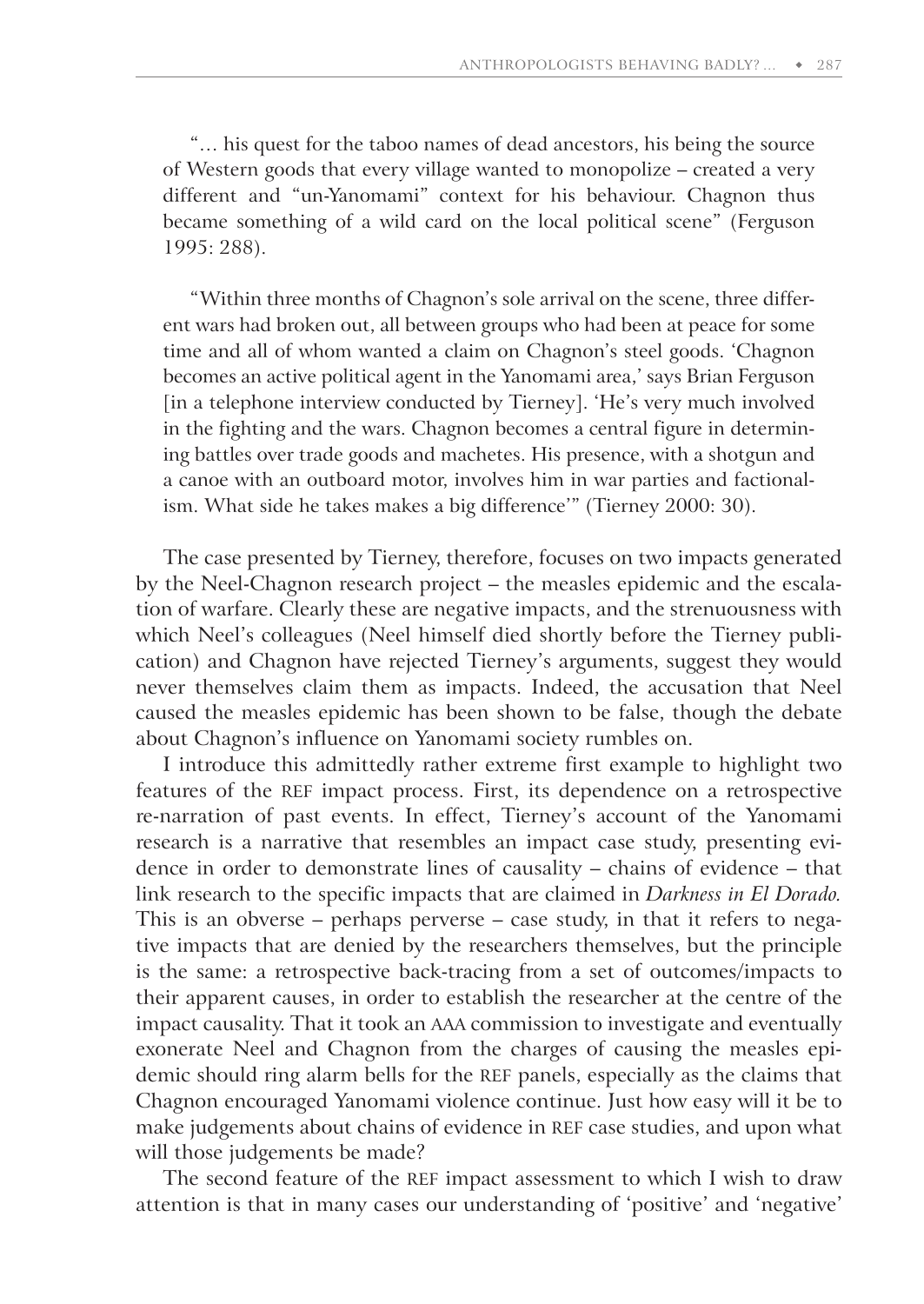"… his quest for the taboo names of dead ancestors, his being the source of Western goods that every village wanted to monopolize – created a very different and "un-Yanomami" context for his behaviour. Chagnon thus became something of a wild card on the local political scene" (Ferguson 1995: 288).

"Within three months of Chagnon's sole arrival on the scene, three different wars had broken out, all between groups who had been at peace for some time and all of whom wanted a claim on Chagnon's steel goods. 'Chagnon becomes an active political agent in the Yanomami area,' says Brian Ferguson [in a telephone interview conducted by Tierney]. 'He's very much involved in the fighting and the wars. Chagnon becomes a central figure in determining battles over trade goods and machetes. His presence, with a shotgun and a canoe with an outboard motor, involves him in war parties and factionalism. What side he takes makes a big difference'" (Tierney 2000: 30).

The case presented by Tierney, therefore, focuses on two impacts generated by the Neel-Chagnon research project – the measles epidemic and the escalation of warfare. Clearly these are negative impacts, and the strenuousness with which Neel's colleagues (Neel himself died shortly before the Tierney publication) and Chagnon have rejected Tierney's arguments, suggest they would never themselves claim them as impacts. Indeed, the accusation that Neel caused the measles epidemic has been shown to be false, though the debate about Chagnon's influence on Yanomami society rumbles on.

I introduce this admittedly rather extreme first example to highlight two features of the REF impact process. First, its dependence on a retrospective re-narration of past events. In effect, Tierney's account of the Yanomami research is a narrative that resembles an impact case study, presenting evidence in order to demonstrate lines of causality – chains of evidence – that link research to the specific impacts that are claimed in *Darkness in El Dorado.* This is an obverse – perhaps perverse – case study, in that it refers to negative impacts that are denied by the researchers themselves, but the principle is the same: a retrospective back-tracing from a set of outcomes/impacts to their apparent causes, in order to establish the researcher at the centre of the impact causality. That it took an AAA commission to investigate and eventually exonerate Neel and Chagnon from the charges of causing the measles epidemic should ring alarm bells for the REF panels, especially as the claims that Chagnon encouraged Yanomami violence continue. Just how easy will it be to make judgements about chains of evidence in REF case studies, and upon what will those judgements be made?

The second feature of the REF impact assessment to which I wish to draw attention is that in many cases our understanding of 'positive' and 'negative'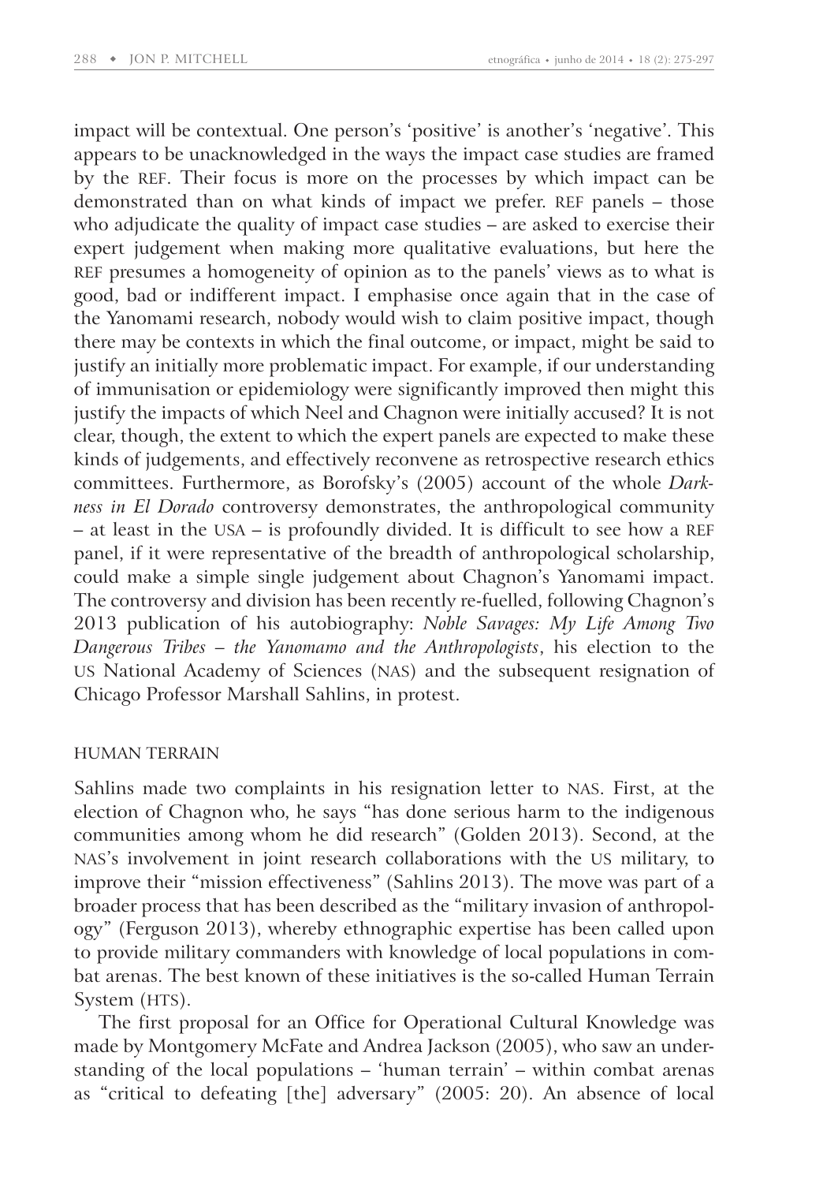impact will be contextual. One person's 'positive' is another's 'negative'. This appears to be unacknowledged in the ways the impact case studies are framed by the REF. Their focus is more on the processes by which impact can be demonstrated than on what kinds of impact we prefer. REF panels – those who adjudicate the quality of impact case studies – are asked to exercise their expert judgement when making more qualitative evaluations, but here the REF presumes a homogeneity of opinion as to the panels' views as to what is good, bad or indifferent impact. I emphasise once again that in the case of the Yanomami research, nobody would wish to claim positive impact, though there may be contexts in which the final outcome, or impact, might be said to justify an initially more problematic impact. For example, if our understanding of immunisation or epidemiology were significantly improved then might this justify the impacts of which Neel and Chagnon were initially accused? It is not clear, though, the extent to which the expert panels are expected to make these kinds of judgements, and effectively reconvene as retrospective research ethics committees. Furthermore, as Borofsky's (2005) account of the whole *Darkness in El Dorado* controversy demonstrates, the anthropological community – at least in the USA – is profoundly divided. It is difficult to see how a REF panel, if it were representative of the breadth of anthropological scholarship, could make a simple single judgement about Chagnon's Yanomami impact. The controversy and division has been recently re-fuelled, following Chagnon's 2013 publication of his autobiography: *Noble Savages: My Life Among Two Dangerous Tribes – the Yanomamo and the Anthropologists*, his election to the US National Academy of Sciences (NAS) and the subsequent resignation of Chicago Professor Marshall Sahlins, in protest.

## HUMAN TERRAIN

Sahlins made two complaints in his resignation letter to NAS. First, at the election of Chagnon who, he says "has done serious harm to the indigenous communities among whom he did research" (Golden 2013). Second, at the NAS's involvement in joint research collaborations with the US military, to improve their "mission effectiveness" (Sahlins 2013). The move was part of a broader process that has been described as the "military invasion of anthropology" (Ferguson 2013), whereby ethnographic expertise has been called upon to provide military commanders with knowledge of local populations in combat arenas. The best known of these initiatives is the so-called Human Terrain System (HTS).

The first proposal for an Office for Operational Cultural Knowledge was made by Montgomery McFate and Andrea Jackson (2005), who saw an understanding of the local populations – 'human terrain' – within combat arenas as "critical to defeating [the] adversary" (2005: 20). An absence of local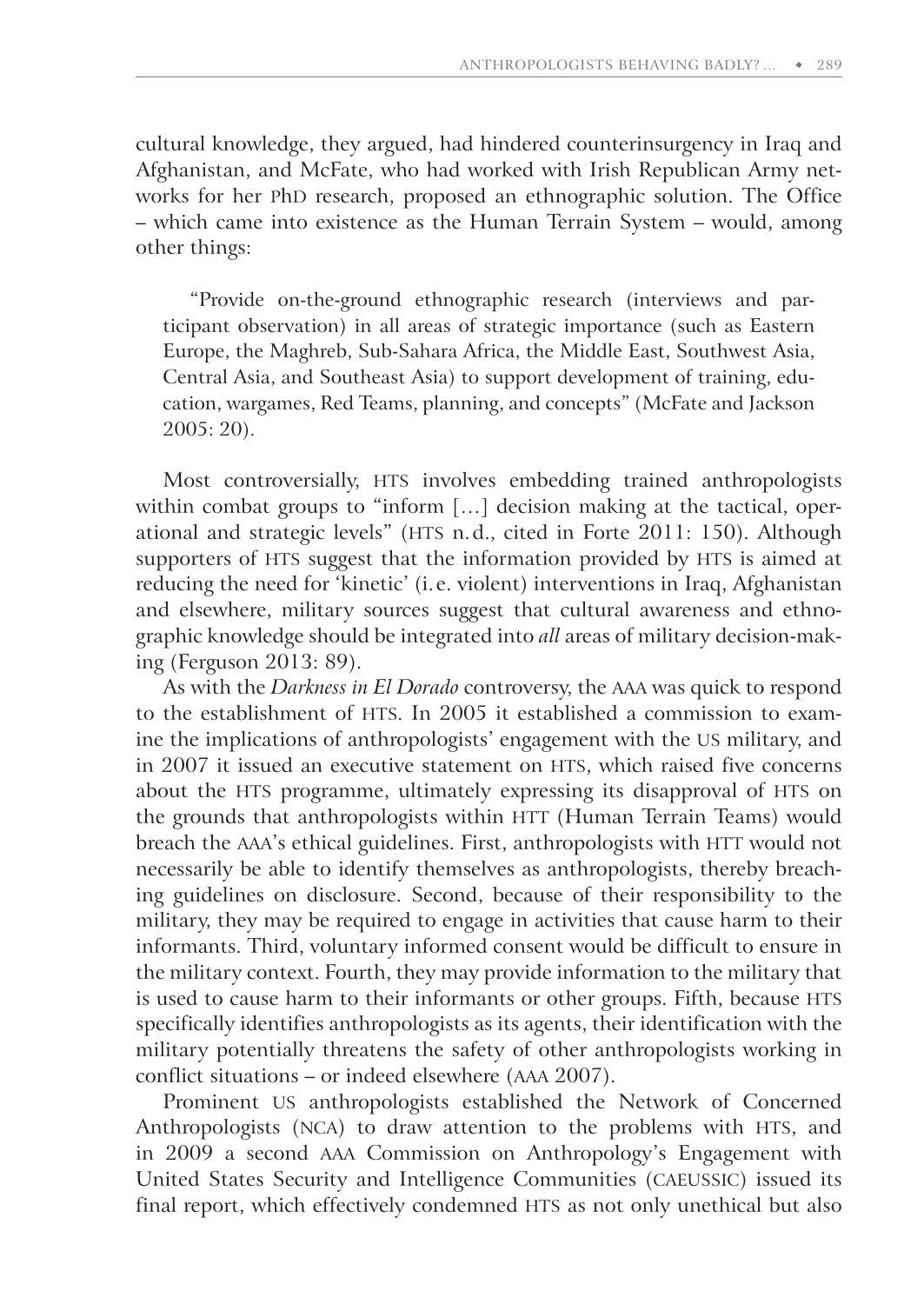cultural knowledge, they argued, had hindered counterinsurgency in Iraq and Afghanistan, and McFate, who had worked with Irish Republican Army networks for her PhD research, proposed an ethnographic solution. The Office – which came into existence as the Human Terrain System – would, among other things:

> "Provide on-the-ground ethnographic research (interviews and participant observation) in all areas of strategic importance (such as Eastern Europe, the Maghreb, Sub-Sahara Africa, the Middle East, Southwest Asia, Central Asia, and Southeast Asia) to support development of training, education, wargames, Red Teams, planning, and concepts" (McFate and Jackson 2005: 20).

Most controversially, HTS involves embedding trained anthropologists within combat groups to "inform […] decision making at the tactical, operational and strategic levels" (HTS n.d., cited in Forte 2011: 150). Although supporters of HTS suggest that the information provided by HTS is aimed at reducing the need for 'kinetic' (i.e. violent) interventions in Iraq, Afghanistan and elsewhere, military sources suggest that cultural awareness and ethnographic knowledge should be integrated into *all* areas of military decision-making (Ferguson 2013: 89).

As with the *Darkness in El Dorado* controversy, the AAA was quick to respond to the establishment of HTS. In 2005 it established a commission to examine the implications of anthropologists' engagement with the US military, and in 2007 it issued an executive statement on HTS, which raised five concerns about the HTS programme, ultimately expressing its disapproval of HTS on the grounds that anthropologists within HTT (Human Terrain Teams) would breach the AAA's ethical guidelines. First, anthropologists with HTT would not necessarily be able to identify themselves as anthropologists, thereby breaching guidelines on disclosure. Second, because of their responsibility to the military, they may be required to engage in activities that cause harm to their informants. Third, voluntary informed consent would be difficult to ensure in the military context. Fourth, they may provide information to the military that is used to cause harm to their informants or other groups. Fifth, because HTS specifically identifies anthropologists as its agents, their identification with the military potentially threatens the safety of other anthropologists working in conflict situations – or indeed elsewhere (AAA 2007).

Prominent US anthropologists established the Network of Concerned Anthropologists (NCA) to draw attention to the problems with HTS, and in 2009 a second AAA Commission on Anthropology's Engagement with United States Security and Intelligence Communities (CAEUSSIC) issued its final report, which effectively condemned HTS as not only unethical but also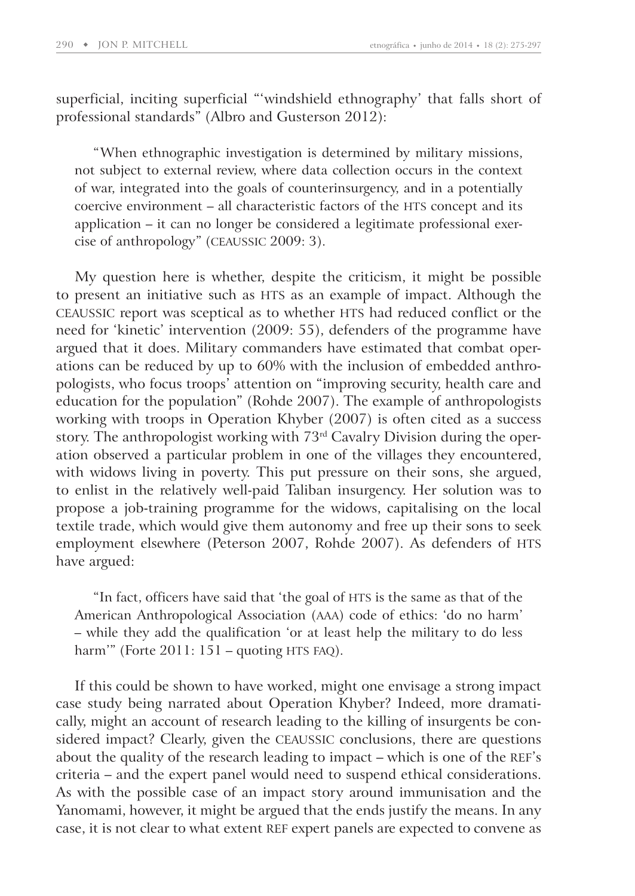superficial, inciting superficial "'windshield ethnography' that falls short of professional standards" (Albro and Gusterson 2012):

> "When ethnographic investigation is determined by military missions, not subject to external review, where data collection occurs in the context of war, integrated into the goals of counterinsurgency, and in a potentially coercive environment – all characteristic factors of the HTS concept and its application – it can no longer be considered a legitimate professional exercise of anthropology" (CEAUSSIC 2009: 3).

My question here is whether, despite the criticism, it might be possible to present an initiative such as HTS as an example of impact. Although the CEAUSSIC report was sceptical as to whether HTS had reduced conflict or the need for 'kinetic' intervention (2009: 55), defenders of the programme have argued that it does. Military commanders have estimated that combat operations can be reduced by up to 60% with the inclusion of embedded anthropologists, who focus troops' attention on "improving security, health care and education for the population" (Rohde 2007). The example of anthropologists working with troops in Operation Khyber (2007) is often cited as a success story. The anthropologist working with 73rd Cavalry Division during the operation observed a particular problem in one of the villages they encountered, with widows living in poverty. This put pressure on their sons, she argued, to enlist in the relatively well-paid Taliban insurgency. Her solution was to propose a job-training programme for the widows, capitalising on the local textile trade, which would give them autonomy and free up their sons to seek employment elsewhere (Peterson 2007, Rohde 2007). As defenders of HTS have argued:

> "In fact, officers have said that 'the goal of HTS is the same as that of the American Anthropological Association (AAA) code of ethics: 'do no harm' – while they add the qualification 'or at least help the military to do less harm'" (Forte 2011: 151 – quoting HTS FAQ).

If this could be shown to have worked, might one envisage a strong impact case study being narrated about Operation Khyber? Indeed, more dramatically, might an account of research leading to the killing of insurgents be considered impact? Clearly, given the CEAUSSIC conclusions, there are questions about the quality of the research leading to impact – which is one of the REF's criteria – and the expert panel would need to suspend ethical considerations. As with the possible case of an impact story around immunisation and the Yanomami, however, it might be argued that the ends justify the means. In any case, it is not clear to what extent REF expert panels are expected to convene as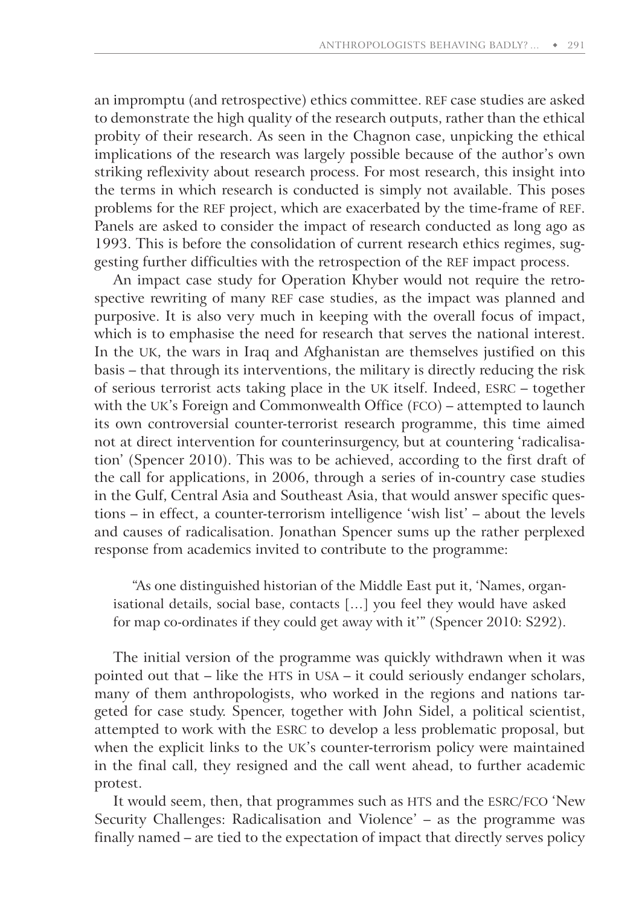an impromptu (and retrospective) ethics committee. REF case studies are asked to demonstrate the high quality of the research outputs, rather than the ethical probity of their research. As seen in the Chagnon case, unpicking the ethical implications of the research was largely possible because of the author's own striking reflexivity about research process. For most research, this insight into the terms in which research is conducted is simply not available. This poses problems for the REF project, which are exacerbated by the time-frame of REF. Panels are asked to consider the impact of research conducted as long ago as 1993. This is before the consolidation of current research ethics regimes, suggesting further difficulties with the retrospection of the REF impact process.

An impact case study for Operation Khyber would not require the retrospective rewriting of many REF case studies, as the impact was planned and purposive. It is also very much in keeping with the overall focus of impact, which is to emphasise the need for research that serves the national interest. In the UK, the wars in Iraq and Afghanistan are themselves justified on this basis – that through its interventions, the military is directly reducing the risk of serious terrorist acts taking place in the UK itself. Indeed, ESRC – together with the UK's Foreign and Commonwealth Office (FCO) – attempted to launch its own controversial counter-terrorist research programme, this time aimed not at direct intervention for counterinsurgency, but at countering 'radicalisation' (Spencer 2010). This was to be achieved, according to the first draft of the call for applications, in 2006, through a series of in-country case studies in the Gulf, Central Asia and Southeast Asia, that would answer specific questions – in effect, a counter-terrorism intelligence 'wish list' – about the levels and causes of radicalisation. Jonathan Spencer sums up the rather perplexed response from academics invited to contribute to the programme:

> "As one distinguished historian of the Middle East put it, 'Names, organisational details, social base, contacts [...] you feel they would have asked for map co-ordinates if they could get away with it'" (Spencer 2010: S292).

The initial version of the programme was quickly withdrawn when it was pointed out that – like the HTS in USA – it could seriously endanger scholars, many of them anthropologists, who worked in the regions and nations targeted for case study. Spencer, together with John Sidel, a political scientist, attempted to work with the ESRC to develop a less problematic proposal, but when the explicit links to the UK's counter-terrorism policy were maintained in the final call, they resigned and the call went ahead, to further academic protest.

It would seem, then, that programmes such as HTS and the ESRC/FCO 'New Security Challenges: Radicalisation and Violence' – as the programme was finally named – are tied to the expectation of impact that directly serves policy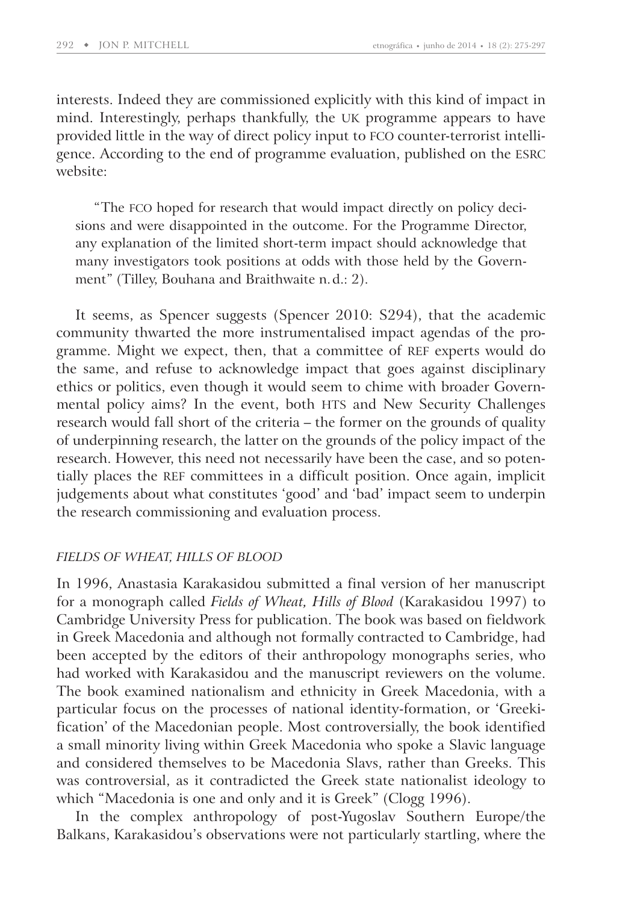interests. Indeed they are commissioned explicitly with this kind of impact in mind. Interestingly, perhaps thankfully, the UK programme appears to have provided little in the way of direct policy input to FCO counter-terrorist intelligence. According to the end of programme evaluation, published on the ESRC website:

> "The FCO hoped for research that would impact directly on policy decisions and were disappointed in the outcome. For the Programme Director, any explanation of the limited short-term impact should acknowledge that many investigators took positions at odds with those held by the Government" (Tilley, Bouhana and Braithwaite n. d.: 2).

It seems, as Spencer suggests (Spencer 2010: S294), that the academic community thwarted the more instrumentalised impact agendas of the programme. Might we expect, then, that a committee of REF experts would do the same, and refuse to acknowledge impact that goes against disciplinary ethics or politics, even though it would seem to chime with broader Governmental policy aims? In the event, both HTS and New Security Challenges research would fall short of the criteria – the former on the grounds of quality of underpinning research, the latter on the grounds of the policy impact of the research. However, this need not necessarily have been the case, and so potentially places the REF committees in a difficult position. Once again, implicit judgements about what constitutes 'good' and 'bad' impact seem to underpin the research commissioning and evaluation process.

### *FIELDS OF WHEAT, HILLS OF BLOOD*

In 1996, Anastasia Karakasidou submitted a final version of her manuscript for a monograph called *Fields of Wheat, Hills of Blood* (Karakasidou 1997) to Cambridge University Press for publication. The book was based on fieldwork in Greek Macedonia and although not formally contracted to Cambridge, had been accepted by the editors of their anthropology monographs series, who had worked with Karakasidou and the manuscript reviewers on the volume. The book examined nationalism and ethnicity in Greek Macedonia, with a particular focus on the processes of national identity-formation, or 'Greekification' of the Macedonian people. Most controversially, the book identified a small minority living within Greek Macedonia who spoke a Slavic language and considered themselves to be Macedonia Slavs, rather than Greeks. This was controversial, as it contradicted the Greek state nationalist ideology to which "Macedonia is one and only and it is Greek" (Clogg 1996).

In the complex anthropology of post-Yugoslav Southern Europe/the Balkans, Karakasidou's observations were not particularly startling, where the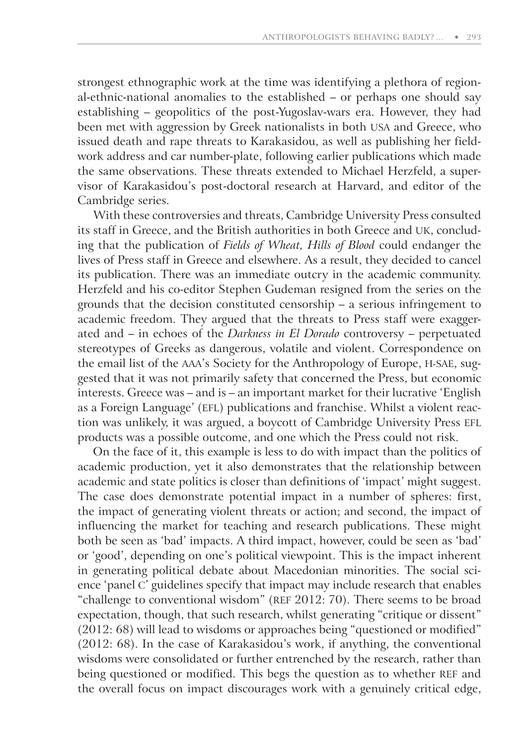strongest ethnographic work at the time was identifying a plethora of regional-ethnic-national anomalies to the established – or perhaps one should say establishing – geopolitics of the post-Yugoslav-wars era. However, they had been met with aggression by Greek nationalists in both USA and Greece, who issued death and rape threats to Karakasidou, as well as publishing her fieldwork address and car number-plate, following earlier publications which made the same observations. These threats extended to Michael Herzfeld, a supervisor of Karakasidou's post-doctoral research at Harvard, and editor of the Cambridge series.

With these controversies and threats, Cambridge University Press consulted its staff in Greece, and the British authorities in both Greece and UK, concluding that the publication of *Fields of Wheat, Hills of Blood* could endanger the lives of Press staff in Greece and elsewhere. As a result, they decided to cancel its publication. There was an immediate outcry in the academic community. Herzfeld and his co-editor Stephen Gudeman resigned from the series on the grounds that the decision constituted censorship – a serious infringement to academic freedom. They argued that the threats to Press staff were exaggerated and – in echoes of the *Darkness in El Dorado* controversy – perpetuated stereotypes of Greeks as dangerous, volatile and violent. Correspondence on the email list of the AAA's Society for the Anthropology of Europe, H-SAE, suggested that it was not primarily safety that concerned the Press, but economic interests. Greece was – and is – an important market for their lucrative 'English as a Foreign Language' (EFL) publications and franchise. Whilst a violent reaction was unlikely, it was argued, a boycott of Cambridge University Press EFL products was a possible outcome, and one which the Press could not risk.

On the face of it, this example is less to do with impact than the politics of academic production, yet it also demonstrates that the relationship between academic and state politics is closer than definitions of 'impact' might suggest. The case does demonstrate potential impact in a number of spheres: first, the impact of generating violent threats or action; and second, the impact of influencing the market for teaching and research publications. These might both be seen as 'bad' impacts. A third impact, however, could be seen as 'bad' or 'good', depending on one's political viewpoint. This is the impact inherent in generating political debate about Macedonian minorities. The social science 'panel C' guidelines specify that impact may include research that enables "challenge to conventional wisdom" (REF 2012: 70). There seems to be broad expectation, though, that such research, whilst generating "critique or dissent" (2012: 68) will lead to wisdoms or approaches being "questioned or modified" (2012: 68). In the case of Karakasidou's work, if anything, the conventional wisdoms were consolidated or further entrenched by the research, rather than being questioned or modified. This begs the question as to whether REF and the overall focus on impact discourages work with a genuinely critical edge,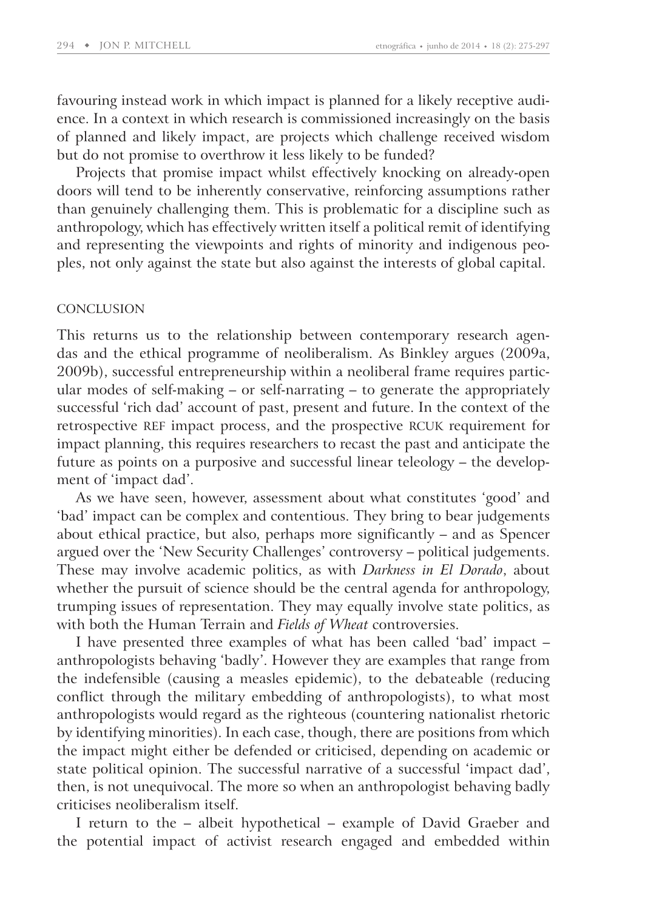favouring instead work in which impact is planned for a likely receptive audience. In a context in which research is commissioned increasingly on the basis of planned and likely impact, are projects which challenge received wisdom but do not promise to overthrow it less likely to be funded?

Projects that promise impact whilst effectively knocking on already-open doors will tend to be inherently conservative, reinforcing assumptions rather than genuinely challenging them. This is problematic for a discipline such as anthropology, which has effectively written itself a political remit of identifying and representing the viewpoints and rights of minority and indigenous peoples, not only against the state but also against the interests of global capital.

## CONCLUSION

This returns us to the relationship between contemporary research agendas and the ethical programme of neoliberalism. As Binkley argues (2009a, 2009b), successful entrepreneurship within a neoliberal frame requires particular modes of self-making – or self-narrating – to generate the appropriately successful 'rich dad' account of past, present and future. In the context of the retrospective REF impact process, and the prospective RCUK requirement for impact planning, this requires researchers to recast the past and anticipate the future as points on a purposive and successful linear teleology – the development of 'impact dad'.

As we have seen, however, assessment about what constitutes 'good' and 'bad' impact can be complex and contentious. They bring to bear judgements about ethical practice, but also, perhaps more significantly – and as Spencer argued over the 'New Security Challenges' controversy – political judgements. These may involve academic politics, as with *Darkness in El Dorado*, about whether the pursuit of science should be the central agenda for anthropology, trumping issues of representation. They may equally involve state politics, as with both the Human Terrain and *Fields of Wheat* controversies.

I have presented three examples of what has been called 'bad' impact – anthropologists behaving 'badly'. However they are examples that range from the indefensible (causing a measles epidemic), to the debateable (reducing conflict through the military embedding of anthropologists), to what most anthropologists would regard as the righteous (countering nationalist rhetoric by identifying minorities). In each case, though, there are positions from which the impact might either be defended or criticised, depending on academic or state political opinion. The successful narrative of a successful 'impact dad', then, is not unequivocal. The more so when an anthropologist behaving badly criticises neoliberalism itself.

I return to the – albeit hypothetical – example of David Graeber and the potential impact of activist research engaged and embedded within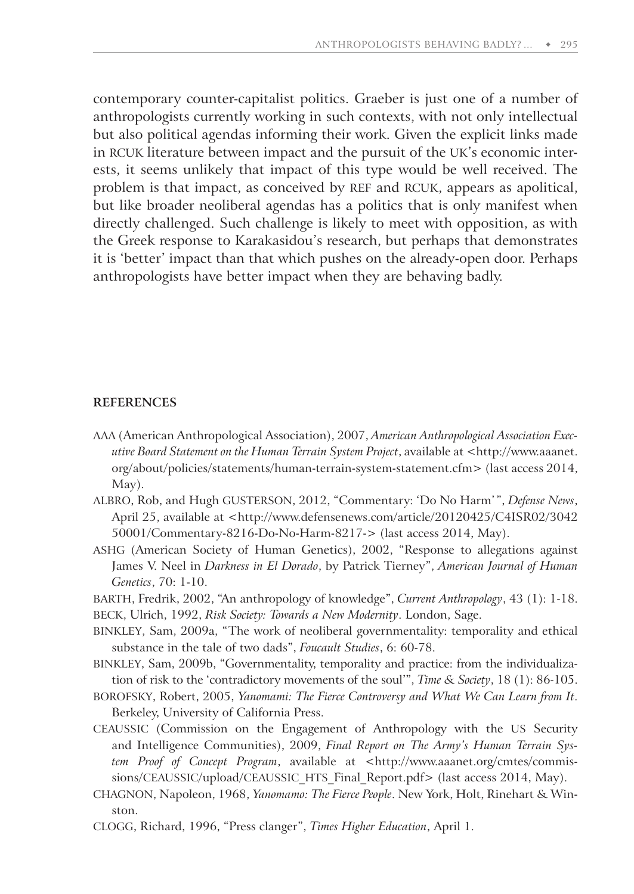contemporary counter-capitalist politics. Graeber is just one of a number of anthropologists currently working in such contexts, with not only intellectual but also political agendas informing their work. Given the explicit links made in RCUK literature between impact and the pursuit of the UK's economic interests, it seems unlikely that impact of this type would be well received. The problem is that impact, as conceived by REF and RCUK, appears as apolitical, but like broader neoliberal agendas has a politics that is only manifest when directly challenged. Such challenge is likely to meet with opposition, as with the Greek response to Karakasidou's research, but perhaps that demonstrates it is 'better' impact than that which pushes on the already-open door. Perhaps anthropologists have better impact when they are behaving badly.

## REFERENCES

AAA (American Anthropological Association), 2007, *American Anthropological Association Executive Board Statement on the Human Terrain System Project*, available at <http://www.aaanet.org/about/policies/statements/human-terrain-system-statement.cfm> (last access 2014, May).

ALBRO, Rob, and Hugh GUSTERSON, 2012, "Commentary: 'Do No Harm'", *Defense News*, April 25, available at <http://www.defensenews.com/article/20120425/C4ISR02/304250001/Commentary-8216-Do-No-Harm-8217-> (last access 2014, May).

ASHG (American Society of Human Genetics), 2002, "Response to allegations against James V. Neel in *Darkness in El Dorado*, by Patrick Tierney", *American Journal of Human Genetics*, 70: 1-10.

BARTH, Fredrik, 2002, "An anthropology of knowledge", *Current Anthropology*, 43 (1): 1-18.

BECK, Ulrich, 1992, *Risk Society: Towards a New Modernity*. London, Sage.

BINKLEY, Sam, 2009a, "The work of neoliberal governmentality: temporality and ethical substance in the tale of two dads", *Foucault Studies*, 6: 60-78.

BINKLEY, Sam, 2009b, "Governmentality, temporality and practice: from the individualization of risk to the 'contradictory movements of the soul'", *Time & Society*, 18 (1): 86-105.

BOROFSKY, Robert, 2005, *Yanomami: The Fierce Controversy and What We Can Learn from It*. Berkeley, University of California Press.

CEAUSSIC (Commission on the Engagement of Anthropology with the US Security and Intelligence Communities), 2009, *Final Report on The Army's Human Terrain System Proof of Concept Program*, available at <http://www.aaanet.org/cmtes/commissions/CEAUSSIC/upload/CEAUSSIC_HTS_Final_Report.pdf> (last access 2014, May).

CHAGNON, Napoleon, 1968, *Yanomamo: The Fierce People*. New York, Holt, Rinehart & Winston.

CLOGG, Richard, 1996, "Press clanger", *Times Higher Education*, April 1.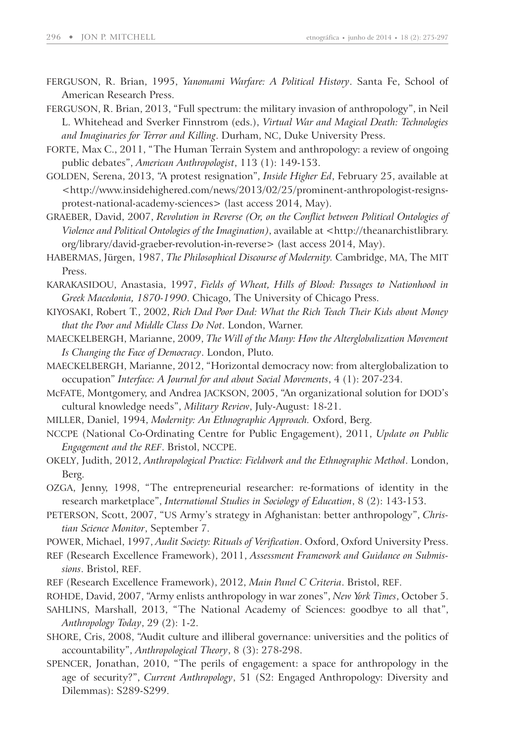FERGUSON, R. Brian, 1995, *Yanomami Warfare: A Political History*. Santa Fe, School of American Research Press.

FERGUSON, R. Brian, 2013, "Full spectrum: the military invasion of anthropology", in Neil L. Whitehead and Sverker Finnstrom (eds.), *Virtual War and Magical Death: Technologies and Imaginaries for Terror and Killing*. Durham, NC, Duke University Press.

FORTE, Max C., 2011, "The Human Terrain System and anthropology: a review of ongoing public debates", *American Anthropologist*, 113 (1): 149-153.

GOLDEN, Serena, 2013, "A protest resignation", *Inside Higher Ed*, February 25, available at <http://www.insidehighered.com/news/2013/02/25/prominent-anthropologist-resigns-protest-national-academy-sciences> (last access 2014, May).

GRAEBER, David, 2007, *Revolution in Reverse (Or, on the Conflict between Political Ontologies of Violence and Political Ontologies of the Imagination)*, available at <http://theanarchistlibrary.org/library/david-graeber-revolution-in-reverse> (last access 2014, May).

HABERMAS, Jürgen, 1987, *The Philosophical Discourse of Modernity.* Cambridge, MA, The MIT Press.

KARAKASIDOU, Anastasia, 1997, *Fields of Wheat, Hills of Blood: Passages to Nationhood in Greek Macedonia, 1870-1990*. Chicago, The University of Chicago Press.

KIYOSAKI, Robert T., 2002, *Rich Dad Poor Dad: What the Rich Teach Their Kids about Money that the Poor and Middle Class Do Not*. London, Warner.

MAECKELBERGH, Marianne, 2009, *The Will of the Many: How the Alterglobalization Movement Is Changing the Face of Democracy*. London, Pluto.

MAECKELBERGH, Marianne, 2012, "Horizontal democracy now: from alterglobalization to occupation" *Interface: A Journal for and about Social Movements*, 4 (1): 207-234.

McFATE, Montgomery, and Andrea JACKSON, 2005, "An organizational solution for DOD's cultural knowledge needs", *Military Review*, July-August: 18-21.

MILLER, Daniel, 1994, *Modernity: An Ethnographic Approach.* Oxford, Berg.

NCCPE (National Co-Ordinating Centre for Public Engagement), 2011, *Update on Public Engagement and the REF*. Bristol, NCCPE.

OKELY, Judith, 2012, *Anthropological Practice: Fieldwork and the Ethnographic Method*. London, Berg.

OZGA, Jenny, 1998, "The entrepreneurial researcher: re-formations of identity in the research marketplace", *International Studies in Sociology of Education*, 8 (2): 143-153.

PETERSON, Scott, 2007, "US Army's strategy in Afghanistan: better anthropology", *Christian Science Monitor*, September 7.

POWER, Michael, 1997, *Audit Society: Rituals of Verification*. Oxford, Oxford University Press.

REF (Research Excellence Framework), 2011, *Assessment Framework and Guidance on Submissions*. Bristol, REF.

REF (Research Excellence Framework), 2012, *Main Panel C Criteria*. Bristol, REF.

ROHDE, David, 2007, "Army enlists anthropology in war zones", *New York Times*, October 5.

SAHLINS, Marshall, 2013, "The National Academy of Sciences: goodbye to all that", *Anthropology Today*, 29 (2): 1-2.

SHORE, Cris, 2008, "Audit culture and illiberal governance: universities and the politics of accountability", *Anthropological Theory*, 8 (3): 278-298.

SPENCER, Jonathan, 2010, "The perils of engagement: a space for anthropology in the age of security?", *Current Anthropology*, 51 (S2: Engaged Anthropology: Diversity and Dilemmas): S289-S299.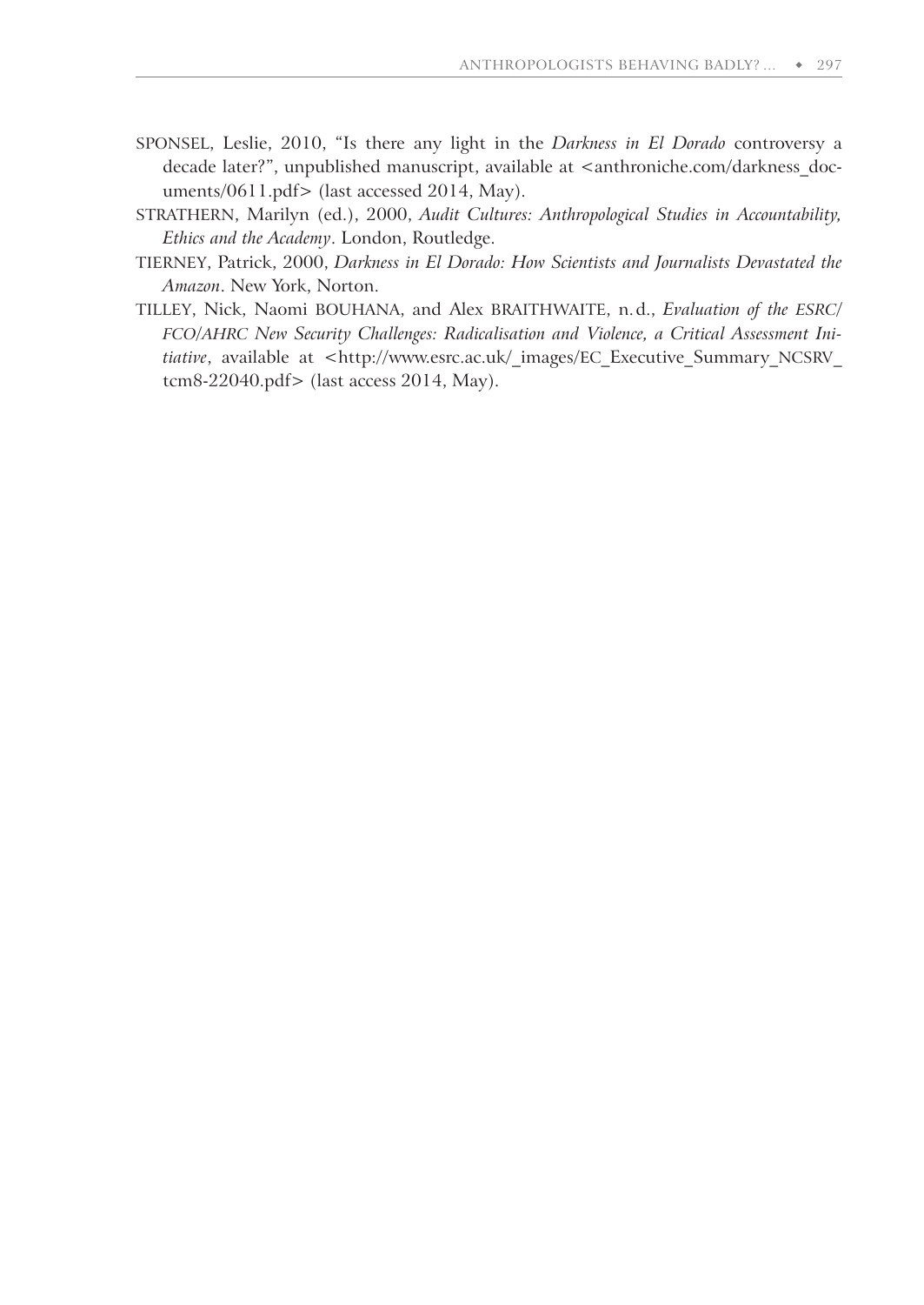SPONSEL, Leslie, 2010, "Is there any light in the *Darkness in El Dorado* controversy a decade later?", unpublished manuscript, available at <anthroniche.com/darkness_documents/0611.pdf> (last accessed 2014, May).

STRATHERN, Marilyn (ed.), 2000, *Audit Cultures: Anthropological Studies in Accountability, Ethics and the Academy*. London, Routledge.

TIERNEY, Patrick, 2000, *Darkness in El Dorado: How Scientists and Journalists Devastated the Amazon*. New York, Norton.

TILLEY, Nick, Naomi BOUHANA, and Alex BRAITHWAITE, n.d., *Evaluation of the ESRC/FCO/AHRC New Security Challenges: Radicalisation and Violence, a Critical Assessment Initiative*, available at <http://www.esrc.ac.uk/_images/EC_Executive_Summary_NCSRV_tcm8-22040.pdf> (last access 2014, May).